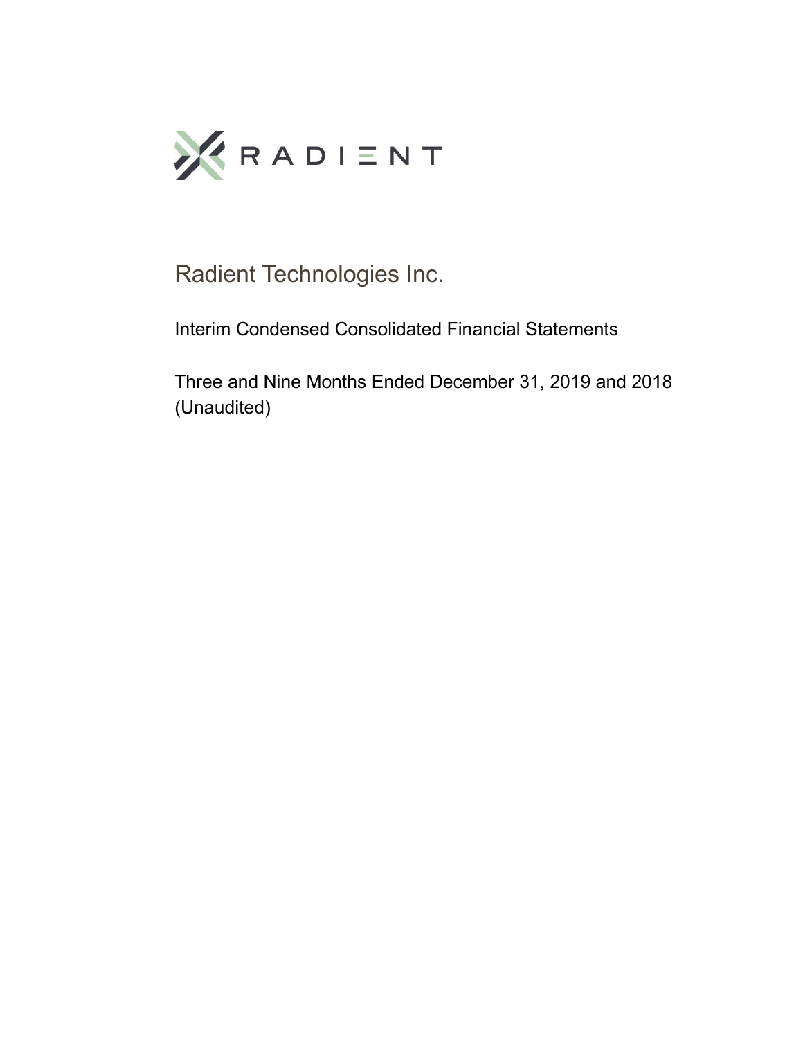RADIENT

# Radient Technologies Inc.

## Interim Condensed Consolidated Financial Statements

Three and Nine Months Ended December 31, 2019 and 2018
(Unaudited)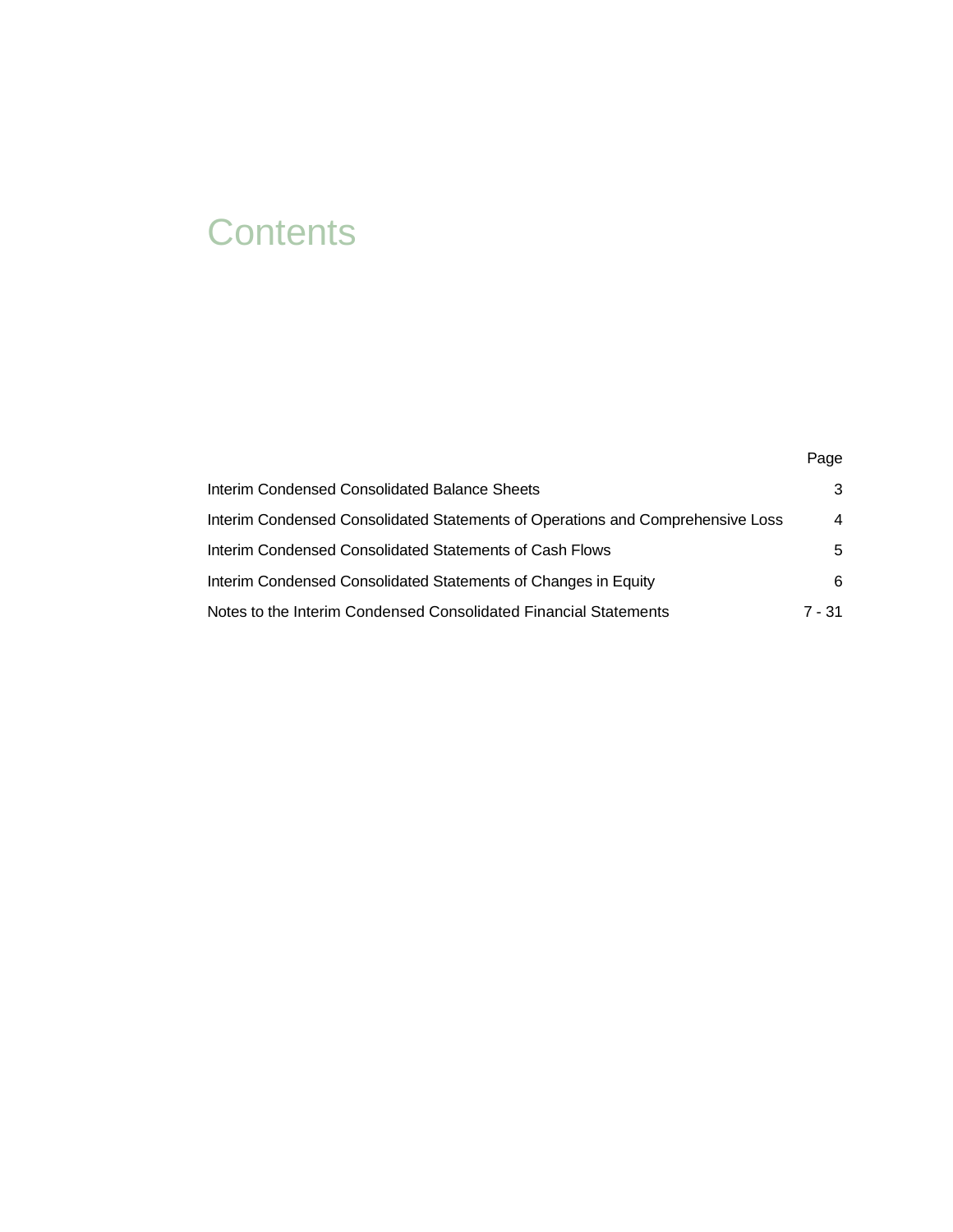# Contents

| | Page |
|---|---|
| Interim Condensed Consolidated Balance Sheets | 3 |
| Interim Condensed Consolidated Statements of Operations and Comprehensive Loss | 4 |
| Interim Condensed Consolidated Statements of Cash Flows | 5 |
| Interim Condensed Consolidated Statements of Changes in Equity | 6 |
| Notes to the Interim Condensed Consolidated Financial Statements | 7 - 31 |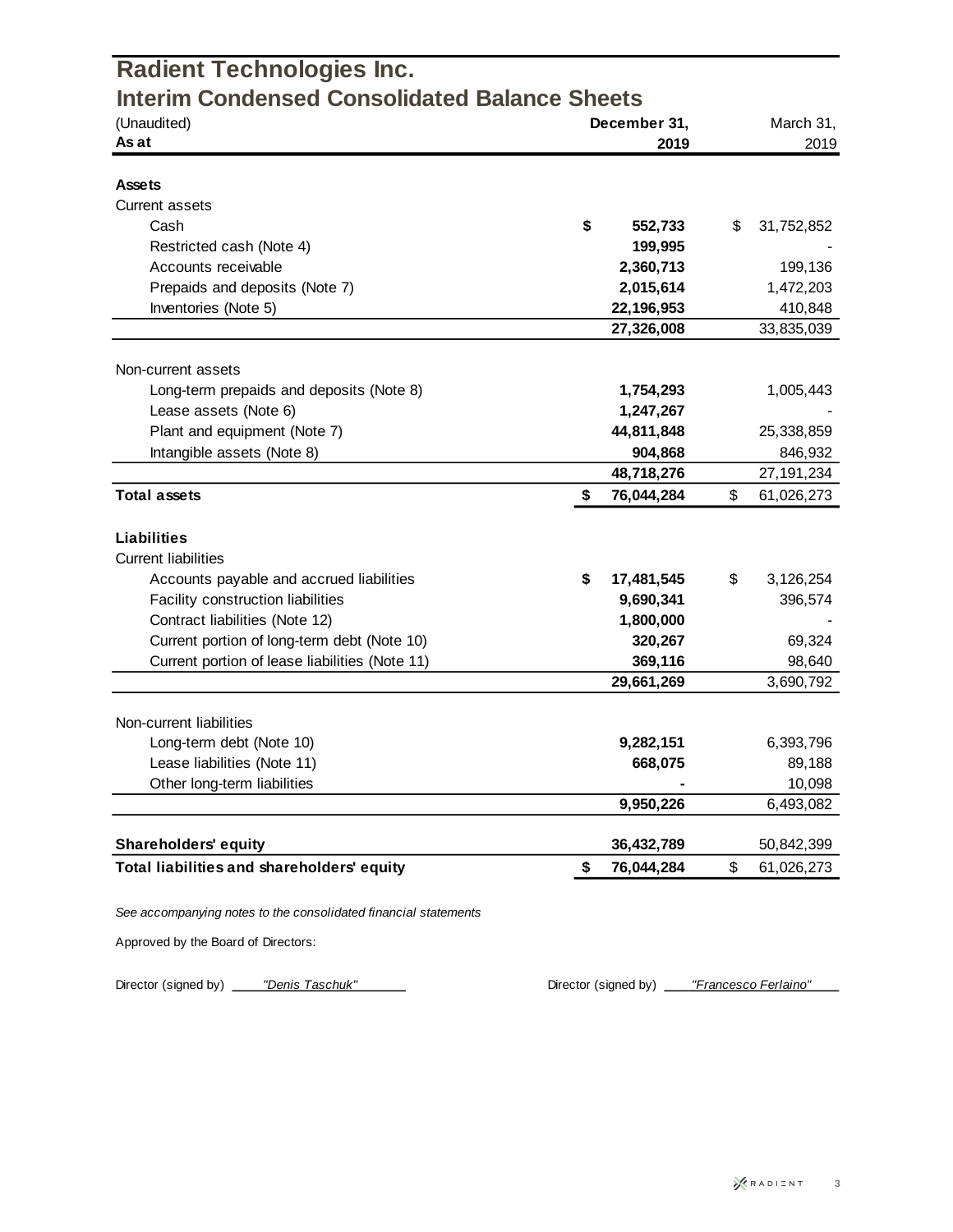# Radient Technologies Inc.

## Interim Condensed Consolidated Balance Sheets

| (Unaudited) As at | December 31, 2019 | March 31, 2019 |
|---|---|---|
| **Assets** | | |
| Current assets | | |
| Cash | **$ 552,733** | $ 31,752,852 |
| Restricted cash (Note 4) | **199,995** | - |
| Accounts receivable | **2,360,713** | 199,136 |
| Prepaids and deposits (Note 7) | **2,015,614** | 1,472,203 |
| Inventories (Note 5) | **22,196,953** | 410,848 |
| | **27,326,008** | 33,835,039 |
| Non-current assets | | |
| Long-term prepaids and deposits (Note 8) | **1,754,293** | 1,005,443 |
| Lease assets (Note 6) | **1,247,267** | - |
| Plant and equipment (Note 7) | **44,811,848** | 25,338,859 |
| Intangible assets (Note 8) | **904,868** | 846,932 |
| | **48,718,276** | 27,191,234 |
| **Total assets** | **$ 76,044,284** | $ 61,026,273 |
| **Liabilities** | | |
| Current liabilities | | |
| Accounts payable and accrued liabilities | **$ 17,481,545** | $ 3,126,254 |
| Facility construction liabilities | **9,690,341** | 396,574 |
| Contract liabilities (Note 12) | **1,800,000** | - |
| Current portion of long-term debt (Note 10) | **320,267** | 69,324 |
| Current portion of lease liabilities (Note 11) | **369,116** | 98,640 |
| | **29,661,269** | 3,690,792 |
| Non-current liabilities | | |
| Long-term debt (Note 10) | **9,282,151** | 6,393,796 |
| Lease liabilities (Note 11) | **668,075** | 89,188 |
| Other long-term liabilities | **-** | 10,098 |
| | **9,950,226** | 6,493,082 |
| **Shareholders' equity** | **36,432,789** | 50,842,399 |
| **Total liabilities and shareholders' equity** | **$ 76,044,284** | $ 61,026,273 |

*See accompanying notes to the consolidated financial statements*

Approved by the Board of Directors:

Director (signed by) *"Denis Taschuk"*

Director (signed by) *"Francesco Ferlaino"*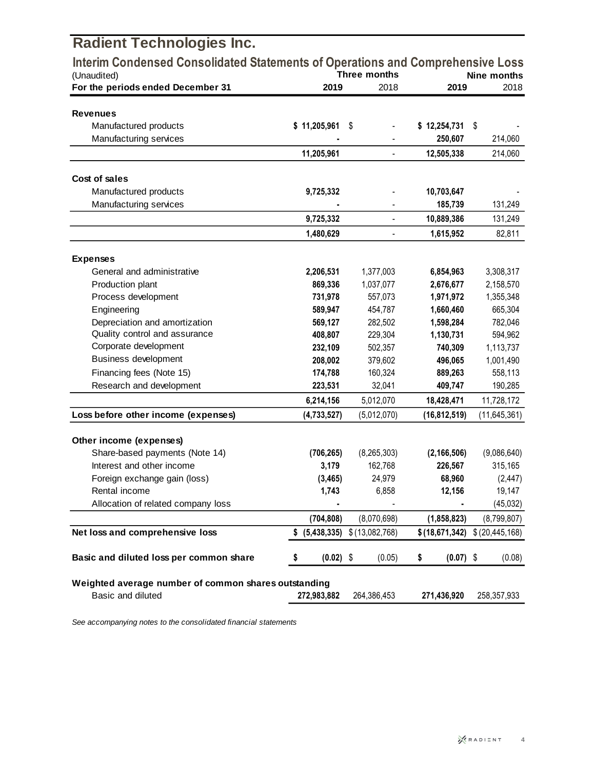# Radient Technologies Inc.

## Interim Condensed Consolidated Statements of Operations and Comprehensive Loss

(Unaudited)

| For the periods ended December 31 | Three months 2019 | Three months 2018 | Nine months 2019 | Nine months 2018 |
|---|---|---|---|---|
| **Revenues** | | | | |
| Manufactured products | **$ 11,205,961** | $ - | **$ 12,254,731** | $ - |
| Manufacturing services | **-** | - | **250,607** | 214,060 |
| | **11,205,961** | - | **12,505,338** | 214,060 |
| **Cost of sales** | | | | |
| Manufactured products | **9,725,332** | - | **10,703,647** | - |
| Manufacturing services | **-** | - | **185,739** | 131,249 |
| | **9,725,332** | - | **10,889,386** | 131,249 |
| | **1,480,629** | - | **1,615,952** | 82,811 |
| **Expenses** | | | | |
| General and administrative | **2,206,531** | 1,377,003 | **6,854,963** | 3,308,317 |
| Production plant | **869,336** | 1,037,077 | **2,676,677** | 2,158,570 |
| Process development | **731,978** | 557,073 | **1,971,972** | 1,355,348 |
| Engineering | **589,947** | 454,787 | **1,660,460** | 665,304 |
| Depreciation and amortization | **569,127** | 282,502 | **1,598,284** | 782,046 |
| Quality control and assurance | **408,807** | 229,304 | **1,130,731** | 594,962 |
| Corporate development | **232,109** | 502,357 | **740,309** | 1,113,737 |
| Business development | **208,002** | 379,602 | **496,065** | 1,001,490 |
| Financing fees (Note 15) | **174,788** | 160,324 | **889,263** | 558,113 |
| Research and development | **223,531** | 32,041 | **409,747** | 190,285 |
| | **6,214,156** | 5,012,070 | **18,428,471** | 11,728,172 |
| **Loss before other income (expenses)** | **(4,733,527)** | (5,012,070) | **(16,812,519)** | (11,645,361) |
| **Other income (expenses)** | | | | |
| Share-based payments (Note 14) | **(706,265)** | (8,265,303) | **(2,166,506)** | (9,086,640) |
| Interest and other income | **3,179** | 162,768 | **226,567** | 315,165 |
| Foreign exchange gain (loss) | **(3,465)** | 24,979 | **68,960** | (2,447) |
| Rental income | **1,743** | 6,858 | **12,156** | 19,147 |
| Allocation of related company loss | **-** | - | **-** | (45,032) |
| | **(704,808)** | (8,070,698) | **(1,858,823)** | (8,799,807) |
| **Net loss and comprehensive loss** | **$ (5,438,335)** | $ (13,082,768) | **$ (18,671,342)** | $ (20,445,168) |
| **Basic and diluted loss per common share** | **$ (0.02)** | $ (0.05) | **$ (0.07)** | $ (0.08) |
| **Weighted average number of common shares outstanding** | | | | |
| Basic and diluted | **272,983,882** | 264,386,453 | **271,436,920** | 258,357,933 |

*See accompanying notes to the consolidated financial statements*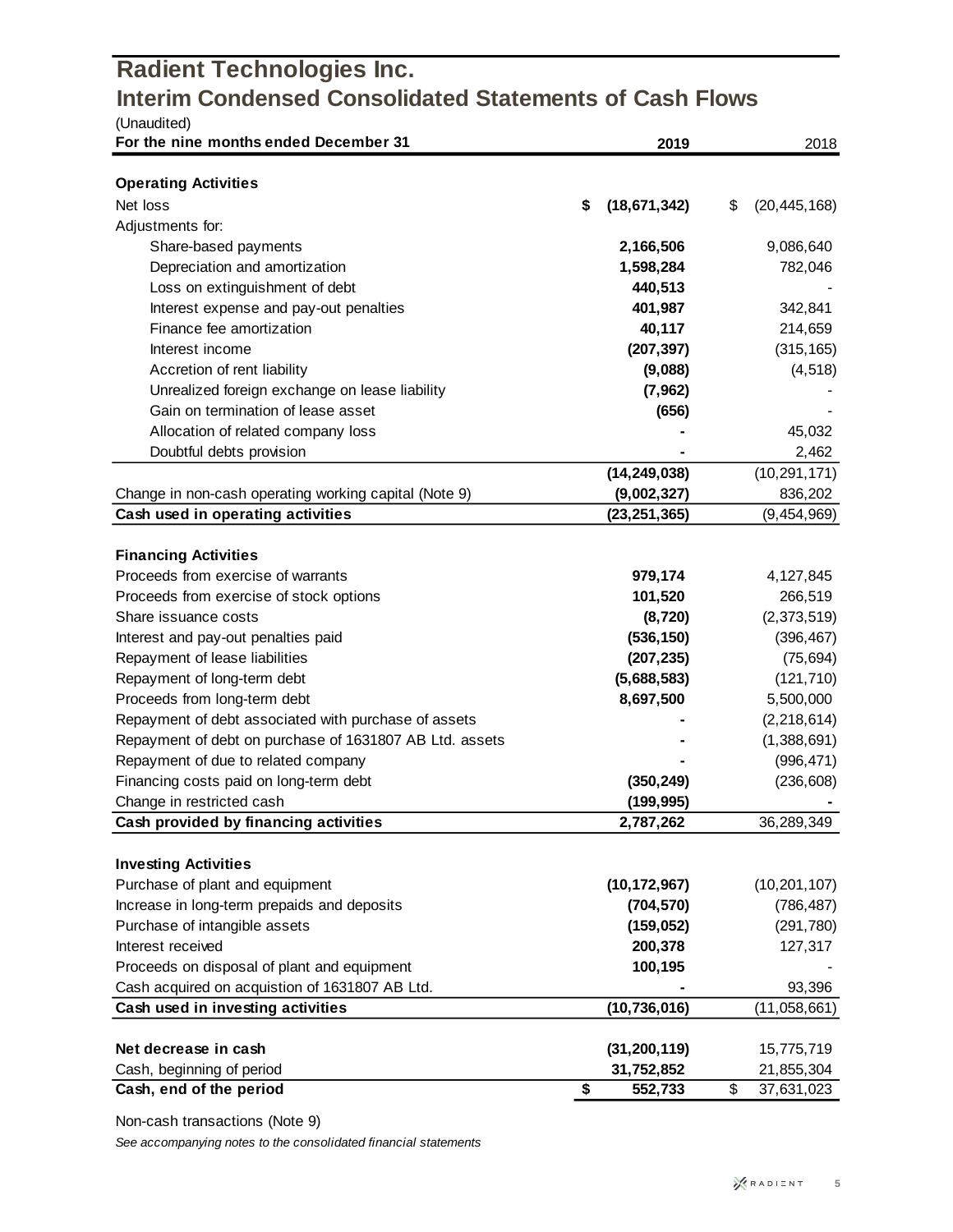# Radient Technologies Inc.
## Interim Condensed Consolidated Statements of Cash Flows

(Unaudited)

| For the nine months ended December 31 | 2019 | 2018 |
|---|---|---|
| **Operating Activities** | | |
| Net loss | **$ (18,671,342)** | $ (20,445,168) |
| Adjustments for: | | |
| Share-based payments | **2,166,506** | 9,086,640 |
| Depreciation and amortization | **1,598,284** | 782,046 |
| Loss on extinguishment of debt | **440,513** | - |
| Interest expense and pay-out penalties | **401,987** | 342,841 |
| Finance fee amortization | **40,117** | 214,659 |
| Interest income | **(207,397)** | (315,165) |
| Accretion of rent liability | **(9,088)** | (4,518) |
| Unrealized foreign exchange on lease liability | **(7,962)** | - |
| Gain on termination of lease asset | **(656)** | - |
| Allocation of related company loss | **-** | 45,032 |
| Doubtful debts provision | **-** | 2,462 |
| | **(14,249,038)** | (10,291,171) |
| Change in non-cash operating working capital (Note 9) | **(9,002,327)** | 836,202 |
| **Cash used in operating activities** | **(23,251,365)** | (9,454,969) |
| **Financing Activities** | | |
| Proceeds from exercise of warrants | **979,174** | 4,127,845 |
| Proceeds from exercise of stock options | **101,520** | 266,519 |
| Share issuance costs | **(8,720)** | (2,373,519) |
| Interest and pay-out penalties paid | **(536,150)** | (396,467) |
| Repayment of lease liabilities | **(207,235)** | (75,694) |
| Repayment of long-term debt | **(5,688,583)** | (121,710) |
| Proceeds from long-term debt | **8,697,500** | 5,500,000 |
| Repayment of debt associated with purchase of assets | **-** | (2,218,614) |
| Repayment of debt on purchase of 1631807 AB Ltd. assets | **-** | (1,388,691) |
| Repayment of due to related company | **-** | (996,471) |
| Financing costs paid on long-term debt | **(350,249)** | (236,608) |
| Change in restricted cash | **(199,995)** | **-** |
| **Cash provided by financing activities** | **2,787,262** | 36,289,349 |
| **Investing Activities** | | |
| Purchase of plant and equipment | **(10,172,967)** | (10,201,107) |
| Increase in long-term prepaids and deposits | **(704,570)** | (786,487) |
| Purchase of intangible assets | **(159,052)** | (291,780) |
| Interest received | **200,378** | 127,317 |
| Proceeds on disposal of plant and equipment | **100,195** | - |
| Cash acquired on acquistion of 1631807 AB Ltd. | **-** | 93,396 |
| **Cash used in investing activities** | **(10,736,016)** | (11,058,661) |
| **Net decrease in cash** | **(31,200,119)** | 15,775,719 |
| Cash, beginning of period | **31,752,852** | 21,855,304 |
| **Cash, end of the period** | **$ 552,733** | $ 37,631,023 |

Non-cash transactions (Note 9)

*See accompanying notes to the consolidated financial statements*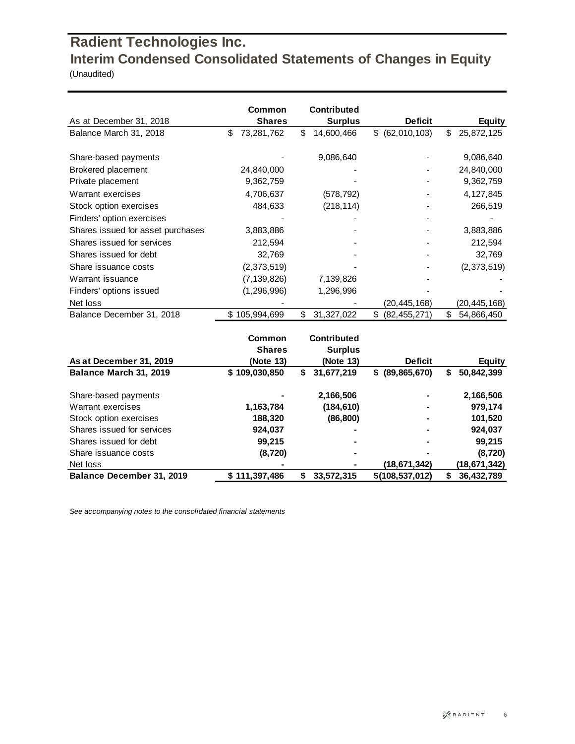# Radient Technologies Inc.

## Interim Condensed Consolidated Statements of Changes in Equity

(Unaudited)

| As at December 31, 2018 | Common Shares | Contributed Surplus | Deficit | Equity |
|---|---|---|---|---|
| Balance March 31, 2018 | $ 73,281,762 | $ 14,600,466 | $ (62,010,103) | $ 25,872,125 |
| Share-based payments | - | 9,086,640 | - | 9,086,640 |
| Brokered placement | 24,840,000 | - | - | 24,840,000 |
| Private placement | 9,362,759 | - | - | 9,362,759 |
| Warrant exercises | 4,706,637 | (578,792) | - | 4,127,845 |
| Stock option exercises | 484,633 | (218,114) | - | 266,519 |
| Finders' option exercises | - | - | - | - |
| Shares issued for asset purchases | 3,883,886 | - | - | 3,883,886 |
| Shares issued for services | 212,594 | - | - | 212,594 |
| Shares issued for debt | 32,769 | - | - | 32,769 |
| Share issuance costs | (2,373,519) | - | - | (2,373,519) |
| Warrant issuance | (7,139,826) | 7,139,826 | - | - |
| Finders' options issued | (1,296,996) | 1,296,996 | - | - |
| Net loss | - | - | (20,445,168) | (20,445,168) |
| Balance December 31, 2018 | $ 105,994,699 | $ 31,327,022 | $ (82,455,271) | $ 54,866,450 |

| As at December 31, 2019 | Common Shares (Note 13) | Contributed Surplus (Note 13) | Deficit | Equity |
|---|---|---|---|---|
| **Balance March 31, 2019** | **$ 109,030,850** | **$ 31,677,219** | **$ (89,865,670)** | **$ 50,842,399** |
| Share-based payments | **-** | **2,166,506** | **-** | **2,166,506** |
| Warrant exercises | **1,163,784** | **(184,610)** | **-** | **979,174** |
| Stock option exercises | **188,320** | **(86,800)** | **-** | **101,520** |
| Shares issued for services | **924,037** | **-** | **-** | **924,037** |
| Shares issued for debt | **99,215** | **-** | **-** | **99,215** |
| Share issuance costs | **(8,720)** | **-** | **-** | **(8,720)** |
| Net loss | **-** | **-** | **(18,671,342)** | **(18,671,342)** |
| **Balance December 31, 2019** | **$ 111,397,486** | **$ 33,572,315** | **$(108,537,012)** | **$ 36,432,789** |

*See accompanying notes to the consolidated financial statements*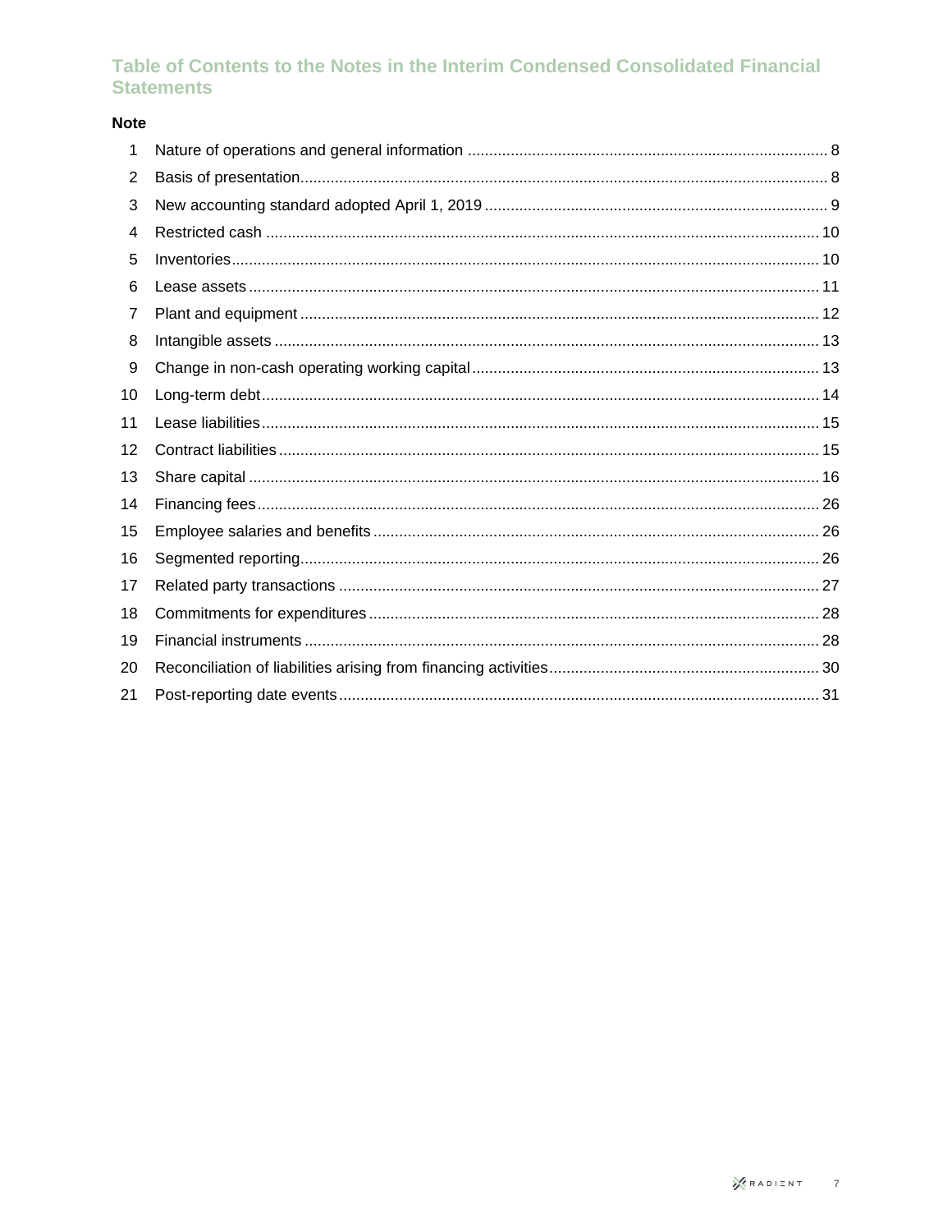# Table of Contents to the Notes in the Interim Condensed Consolidated Financial Statements

| Note | | |
|---|---|---|
| 1 | Nature of operations and general information | 8 |
| 2 | Basis of presentation | 8 |
| 3 | New accounting standard adopted April 1, 2019 | 9 |
| 4 | Restricted cash | 10 |
| 5 | Inventories | 10 |
| 6 | Lease assets | 11 |
| 7 | Plant and equipment | 12 |
| 8 | Intangible assets | 13 |
| 9 | Change in non-cash operating working capital | 13 |
| 10 | Long-term debt | 14 |
| 11 | Lease liabilities | 15 |
| 12 | Contract liabilities | 15 |
| 13 | Share capital | 16 |
| 14 | Financing fees | 26 |
| 15 | Employee salaries and benefits | 26 |
| 16 | Segmented reporting | 26 |
| 17 | Related party transactions | 27 |
| 18 | Commitments for expenditures | 28 |
| 19 | Financial instruments | 28 |
| 20 | Reconciliation of liabilities arising from financing activities | 30 |
| 21 | Post-reporting date events | 31 |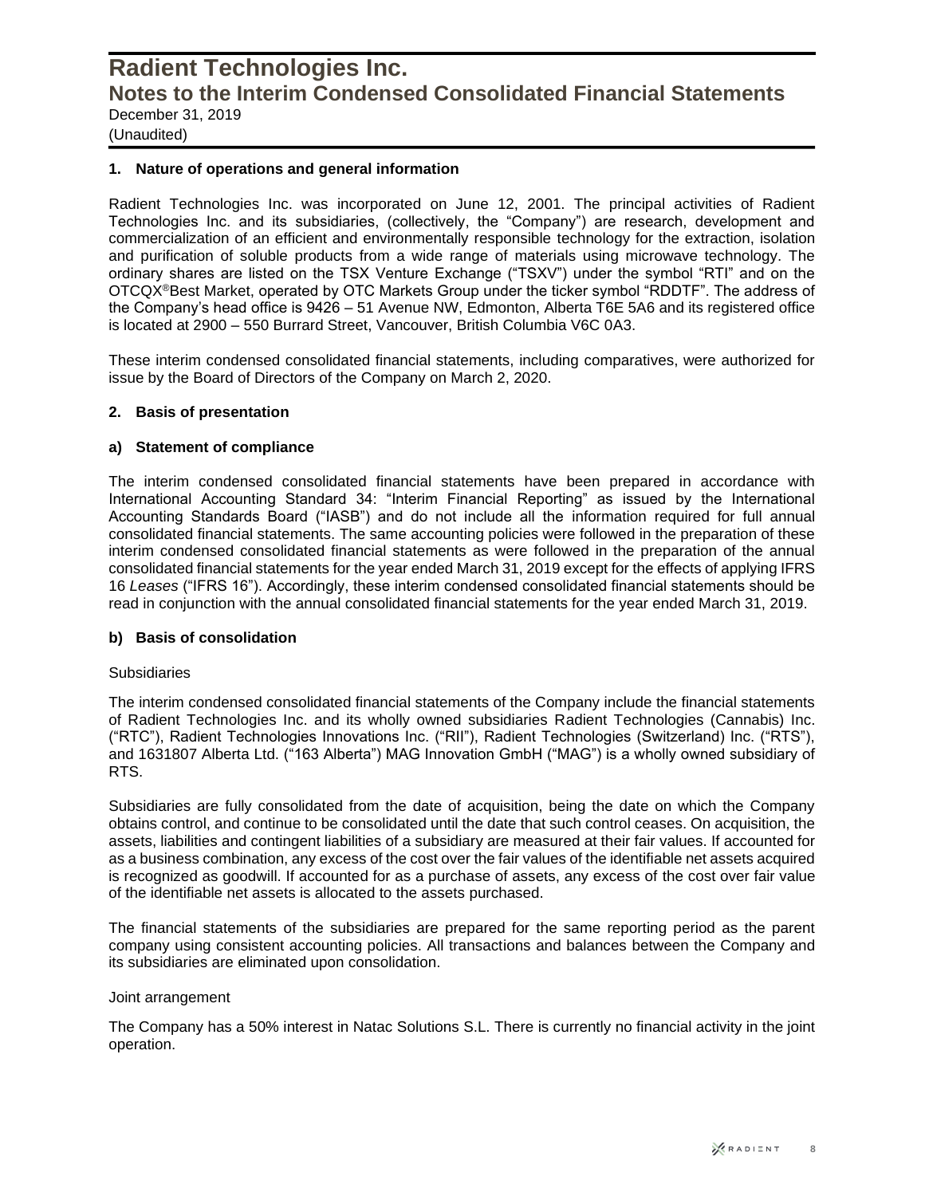# Radient Technologies Inc.
## Notes to the Interim Condensed Consolidated Financial Statements
December 31, 2019
(Unaudited)

### 1. Nature of operations and general information

Radient Technologies Inc. was incorporated on June 12, 2001. The principal activities of Radient Technologies Inc. and its subsidiaries, (collectively, the "Company") are research, development and commercialization of an efficient and environmentally responsible technology for the extraction, isolation and purification of soluble products from a wide range of materials using microwave technology. The ordinary shares are listed on the TSX Venture Exchange ("TSXV") under the symbol "RTI" and on the OTCQX®Best Market, operated by OTC Markets Group under the ticker symbol "RDDTF". The address of the Company's head office is 9426 – 51 Avenue NW, Edmonton, Alberta T6E 5A6 and its registered office is located at 2900 – 550 Burrard Street, Vancouver, British Columbia V6C 0A3.

These interim condensed consolidated financial statements, including comparatives, were authorized for issue by the Board of Directors of the Company on March 2, 2020.

### 2. Basis of presentation

#### a) Statement of compliance

The interim condensed consolidated financial statements have been prepared in accordance with International Accounting Standard 34: "Interim Financial Reporting" as issued by the International Accounting Standards Board ("IASB") and do not include all the information required for full annual consolidated financial statements. The same accounting policies were followed in the preparation of these interim condensed consolidated financial statements as were followed in the preparation of the annual consolidated financial statements for the year ended March 31, 2019 except for the effects of applying IFRS 16 *Leases* ("IFRS 16"). Accordingly, these interim condensed consolidated financial statements should be read in conjunction with the annual consolidated financial statements for the year ended March 31, 2019.

#### b) Basis of consolidation

Subsidiaries

The interim condensed consolidated financial statements of the Company include the financial statements of Radient Technologies Inc. and its wholly owned subsidiaries Radient Technologies (Cannabis) Inc. ("RTC"), Radient Technologies Innovations Inc. ("RII"), Radient Technologies (Switzerland) Inc. ("RTS"), and 1631807 Alberta Ltd. ("163 Alberta") MAG Innovation GmbH ("MAG") is a wholly owned subsidiary of RTS.

Subsidiaries are fully consolidated from the date of acquisition, being the date on which the Company obtains control, and continue to be consolidated until the date that such control ceases. On acquisition, the assets, liabilities and contingent liabilities of a subsidiary are measured at their fair values. If accounted for as a business combination, any excess of the cost over the fair values of the identifiable net assets acquired is recognized as goodwill. If accounted for as a purchase of assets, any excess of the cost over fair value of the identifiable net assets is allocated to the assets purchased.

The financial statements of the subsidiaries are prepared for the same reporting period as the parent company using consistent accounting policies. All transactions and balances between the Company and its subsidiaries are eliminated upon consolidation.

Joint arrangement

The Company has a 50% interest in Natac Solutions S.L. There is currently no financial activity in the joint operation.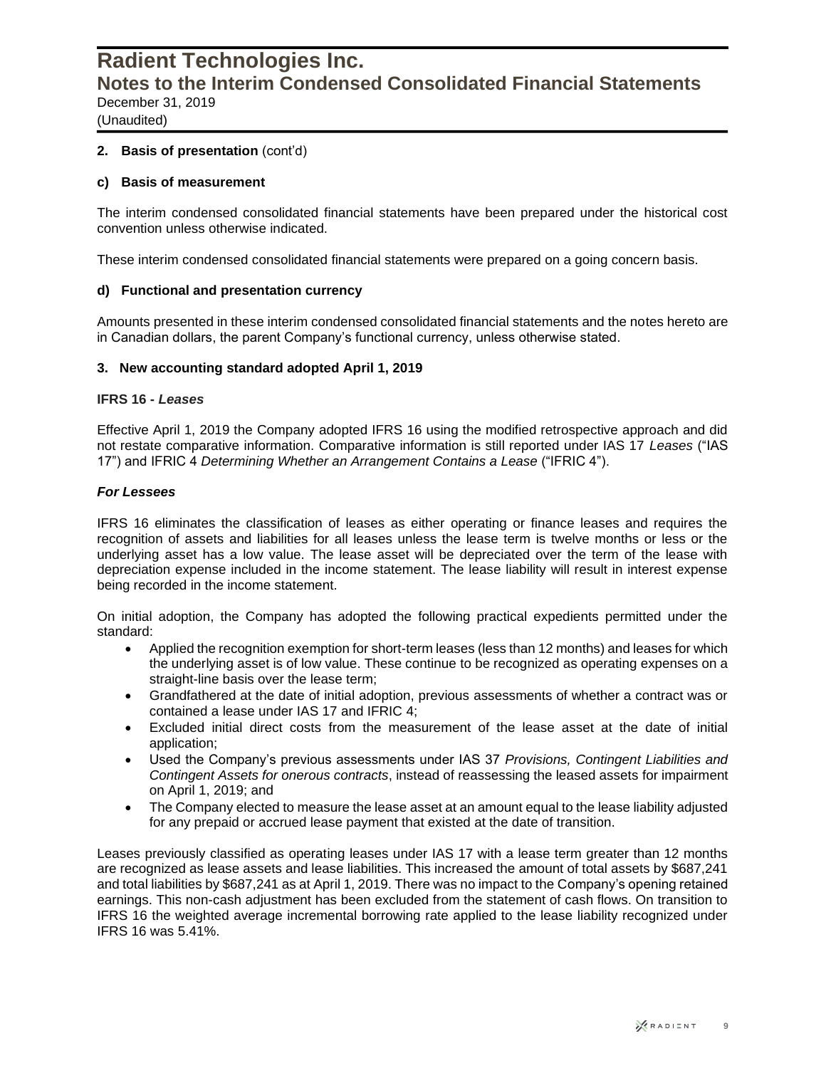**2. Basis of presentation** (cont'd)

**c) Basis of measurement**

The interim condensed consolidated financial statements have been prepared under the historical cost convention unless otherwise indicated.

These interim condensed consolidated financial statements were prepared on a going concern basis.

**d) Functional and presentation currency**

Amounts presented in these interim condensed consolidated financial statements and the notes hereto are in Canadian dollars, the parent Company's functional currency, unless otherwise stated.

**3. New accounting standard adopted April 1, 2019**

**IFRS 16 - *Leases***

Effective April 1, 2019 the Company adopted IFRS 16 using the modified retrospective approach and did not restate comparative information. Comparative information is still reported under IAS 17 *Leases* ("IAS 17") and IFRIC 4 *Determining Whether an Arrangement Contains a Lease* ("IFRIC 4").

***For Lessees***

IFRS 16 eliminates the classification of leases as either operating or finance leases and requires the recognition of assets and liabilities for all leases unless the lease term is twelve months or less or the underlying asset has a low value. The lease asset will be depreciated over the term of the lease with depreciation expense included in the income statement. The lease liability will result in interest expense being recorded in the income statement.

On initial adoption, the Company has adopted the following practical expedients permitted under the standard:

- Applied the recognition exemption for short-term leases (less than 12 months) and leases for which the underlying asset is of low value. These continue to be recognized as operating expenses on a straight-line basis over the lease term;
- Grandfathered at the date of initial adoption, previous assessments of whether a contract was or contained a lease under IAS 17 and IFRIC 4;
- Excluded initial direct costs from the measurement of the lease asset at the date of initial application;
- Used the Company's previous assessments under IAS 37 *Provisions, Contingent Liabilities and Contingent Assets for onerous contracts*, instead of reassessing the leased assets for impairment on April 1, 2019; and
- The Company elected to measure the lease asset at an amount equal to the lease liability adjusted for any prepaid or accrued lease payment that existed at the date of transition.

Leases previously classified as operating leases under IAS 17 with a lease term greater than 12 months are recognized as lease assets and lease liabilities. This increased the amount of total assets by $687,241 and total liabilities by $687,241 as at April 1, 2019. There was no impact to the Company's opening retained earnings. This non-cash adjustment has been excluded from the statement of cash flows. On transition to IFRS 16 the weighted average incremental borrowing rate applied to the lease liability recognized under IFRS 16 was 5.41%.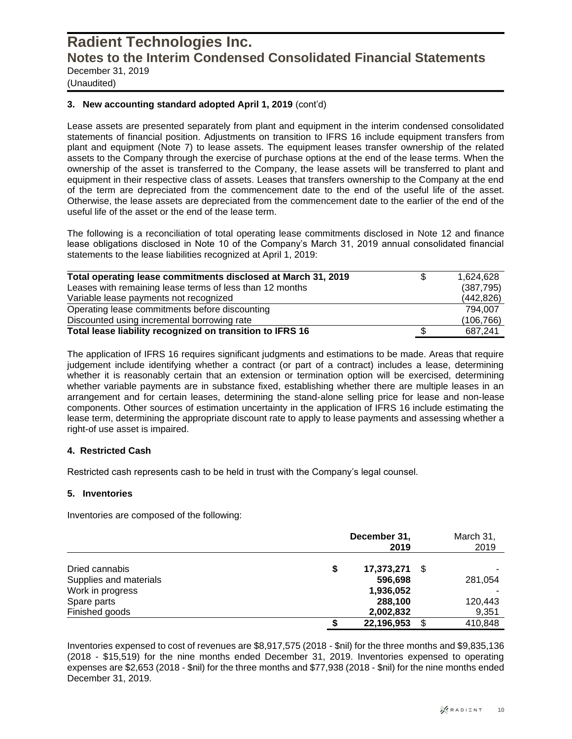# Radient Technologies Inc.
## Notes to the Interim Condensed Consolidated Financial Statements
December 31, 2019
(Unaudited)

### 3. New accounting standard adopted April 1, 2019 (cont'd)

Lease assets are presented separately from plant and equipment in the interim condensed consolidated statements of financial position. Adjustments on transition to IFRS 16 include equipment transfers from plant and equipment (Note 7) to lease assets. The equipment leases transfer ownership of the related assets to the Company through the exercise of purchase options at the end of the lease terms. When the ownership of the asset is transferred to the Company, the lease assets will be transferred to plant and equipment in their respective class of assets. Leases that transfers ownership to the Company at the end of the term are depreciated from the commencement date to the end of the useful life of the asset. Otherwise, the lease assets are depreciated from the commencement date to the earlier of the end of the useful life of the asset or the end of the lease term.

The following is a reconciliation of total operating lease commitments disclosed in Note 12 and finance lease obligations disclosed in Note 10 of the Company's March 31, 2019 annual consolidated financial statements to the lease liabilities recognized at April 1, 2019:

| | | |
|---|---|---|
| **Total operating lease commitments disclosed at March 31, 2019** | $ | 1,624,628 |
| Leases with remaining lease terms of less than 12 months | | (387,795) |
| Variable lease payments not recognized | | (442,826) |
| Operating lease commitments before discounting | | 794,007 |
| Discounted using incremental borrowing rate | | (106,766) |
| **Total lease liability recognized on transition to IFRS 16** | $ | 687,241 |

The application of IFRS 16 requires significant judgments and estimations to be made. Areas that require judgement include identifying whether a contract (or part of a contract) includes a lease, determining whether it is reasonably certain that an extension or termination option will be exercised, determining whether variable payments are in substance fixed, establishing whether there are multiple leases in an arrangement and for certain leases, determining the stand-alone selling price for lease and non-lease components. Other sources of estimation uncertainty in the application of IFRS 16 include estimating the lease term, determining the appropriate discount rate to apply to lease payments and assessing whether a right-of use asset is impaired.

### 4. Restricted Cash

Restricted cash represents cash to be held in trust with the Company's legal counsel.

### 5. Inventories

Inventories are composed of the following:

| | | **December 31, 2019** | | March 31, 2019 |
|---|---|---|---|---|
| Dried cannabis | **$** | **17,373,271** | $ | - |
| Supplies and materials | | **596,698** | | 281,054 |
| Work in progress | | **1,936,052** | | - |
| Spare parts | | **288,100** | | 120,443 |
| Finished goods | | **2,002,832** | | 9,351 |
| | **$** | **22,196,953** | $ | 410,848 |

Inventories expensed to cost of revenues are $8,917,575 (2018 - $nil) for the three months and $9,835,136 (2018 - $15,519) for the nine months ended December 31, 2019. Inventories expensed to operating expenses are $2,653 (2018 - $nil) for the three months and $77,938 (2018 - $nil) for the nine months ended December 31, 2019.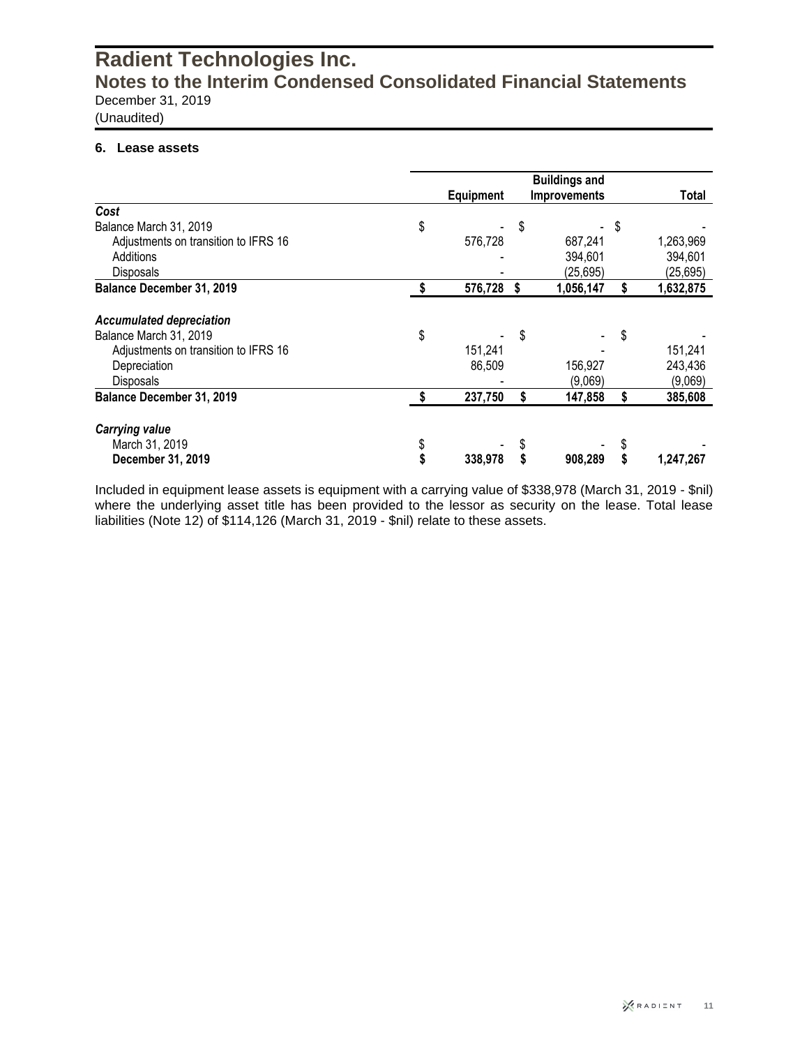# Radient Technologies Inc.
## Notes to the Interim Condensed Consolidated Financial Statements
December 31, 2019
(Unaudited)

### 6. Lease assets

| | Equipment | Buildings and Improvements | Total |
|---|---|---|---|
| ***Cost*** | | | |
| Balance March 31, 2019 | $ - | $ - | $ - |
| Adjustments on transition to IFRS 16 | 576,728 | 687,241 | 1,263,969 |
| Additions | - | 394,601 | 394,601 |
| Disposals | - | (25,695) | (25,695) |
| **Balance December 31, 2019** | **$ 576,728** | **$ 1,056,147** | **$ 1,632,875** |
| | | | |
| ***Accumulated depreciation*** | | | |
| Balance March 31, 2019 | $ - | $ - | $ - |
| Adjustments on transition to IFRS 16 | 151,241 | - | 151,241 |
| Depreciation | 86,509 | 156,927 | 243,436 |
| Disposals | - | (9,069) | (9,069) |
| **Balance December 31, 2019** | **$ 237,750** | **$ 147,858** | **$ 385,608** |
| | | | |
| ***Carrying value*** | | | |
| March 31, 2019 | $ - | $ - | $ - |
| **December 31, 2019** | **$ 338,978** | **$ 908,289** | **$ 1,247,267** |

Included in equipment lease assets is equipment with a carrying value of $338,978 (March 31, 2019 - $nil) where the underlying asset title has been provided to the lessor as security on the lease. Total lease liabilities (Note 12) of $114,126 (March 31, 2019 - $nil) relate to these assets.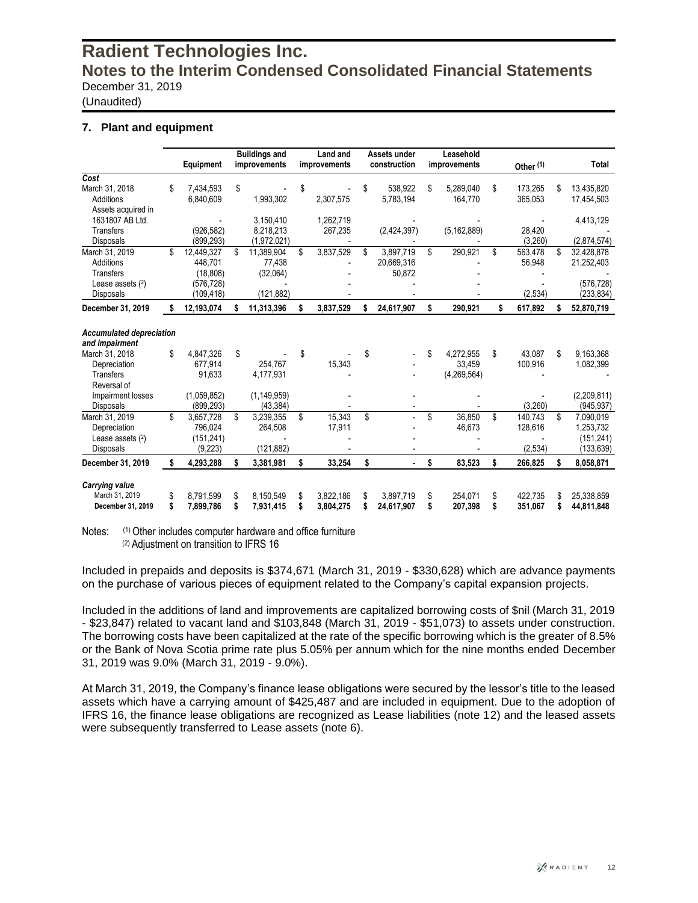# Radient Technologies Inc.

## Notes to the Interim Condensed Consolidated Financial Statements

December 31, 2019

(Unaudited)

### 7. Plant and equipment

| | Equipment | Buildings and improvements | Land and improvements | Assets under construction | Leasehold improvements | Other (1) | Total |
|---|---|---|---|---|---|---|---|
| ***Cost*** | | | | | | | |
| March 31, 2018 | $ 7,434,593 | $ - | $ - | $ 538,922 | $ 5,289,040 | $ 173,265 | $ 13,435,820 |
| Additions | 6,840,609 | 1,993,302 | 2,307,575 | 5,783,194 | 164,770 | 365,053 | 17,454,503 |
| Assets acquired in 1631807 AB Ltd. | - | 3,150,410 | 1,262,719 | - | - | - | 4,413,129 |
| Transfers | (926,582) | 8,218,213 | 267,235 | (2,424,397) | (5,162,889) | 28,420 | - |
| Disposals | (899,293) | (1,972,021) | - | - | - | (3,260) | (2,874,574) |
| March 31, 2019 | $ 12,449,327 | $ 11,389,904 | $ 3,837,529 | $ 3,897,719 | $ 290,921 | $ 563,478 | $ 32,428,878 |
| Additions | 448,701 | 77,438 | - | 20,669,316 | - | 56,948 | 21,252,403 |
| Transfers | (18,808) | (32,064) | - | 50,872 | - | - | - |
| Lease assets (2) | (576,728) | - | - | - | - | - | (576,728) |
| Disposals | (109,418) | (121,882) | - | - | - | (2,534) | (233,834) |
| **December 31, 2019** | **$ 12,193,074** | **$ 11,313,396** | **$ 3,837,529** | **$ 24,617,907** | **$ 290,921** | **$ 617,892** | **$ 52,870,719** |
| ***Accumulated depreciation and impairment*** | | | | | | | |
| March 31, 2018 | $ 4,847,326 | $ - | $ - | $ - | $ 4,272,955 | $ 43,087 | $ 9,163,368 |
| Depreciation | 677,914 | 254,767 | 15,343 | - | 33,459 | 100,916 | 1,082,399 |
| Transfers | 91,633 | 4,177,931 | - | - | (4,269,564) | - | - |
| Reversal of Impairment losses | (1,059,852) | (1,149,959) | - | - | - | - | (2,209,811) |
| Disposals | (899,293) | (43,384) | - | - | - | (3,260) | (945,937) |
| March 31, 2019 | $ 3,657,728 | $ 3,239,355 | $ 15,343 | $ - | $ 36,850 | $ 140,743 | $ 7,090,019 |
| Depreciation | 796,024 | 264,508 | 17,911 | - | 46,673 | 128,616 | 1,253,732 |
| Lease assets (2) | (151,241) | - | - | - | - | - | (151,241) |
| Disposals | (9,223) | (121,882) | - | - | - | (2,534) | (133,639) |
| **December 31, 2019** | **$ 4,293,288** | **$ 3,381,981** | **$ 33,254** | **$ -** | **$ 83,523** | **$ 266,825** | **$ 8,058,871** |
| ***Carrying value*** | | | | | | | |
| March 31, 2019 | $ 8,791,599 | $ 8,150,549 | $ 3,822,186 | $ 3,897,719 | $ 254,071 | $ 422,735 | $ 25,338,859 |
| **December 31, 2019** | **$ 7,899,786** | **$ 7,931,415** | **$ 3,804,275** | **$ 24,617,907** | **$ 207,398** | **$ 351,067** | **$ 44,811,848** |

Notes: (1) Other includes computer hardware and office furniture
(2) Adjustment on transition to IFRS 16

Included in prepaids and deposits is $374,671 (March 31, 2019 - $330,628) which are advance payments on the purchase of various pieces of equipment related to the Company's capital expansion projects.

Included in the additions of land and improvements are capitalized borrowing costs of $nil (March 31, 2019 - $23,847) related to vacant land and $103,848 (March 31, 2019 - $51,073) to assets under construction. The borrowing costs have been capitalized at the rate of the specific borrowing which is the greater of 8.5% or the Bank of Nova Scotia prime rate plus 5.05% per annum which for the nine months ended December 31, 2019 was 9.0% (March 31, 2019 - 9.0%).

At March 31, 2019, the Company's finance lease obligations were secured by the lessor's title to the leased assets which have a carrying amount of $425,487 and are included in equipment. Due to the adoption of IFRS 16, the finance lease obligations are recognized as Lease liabilities (note 12) and the leased assets were subsequently transferred to Lease assets (note 6).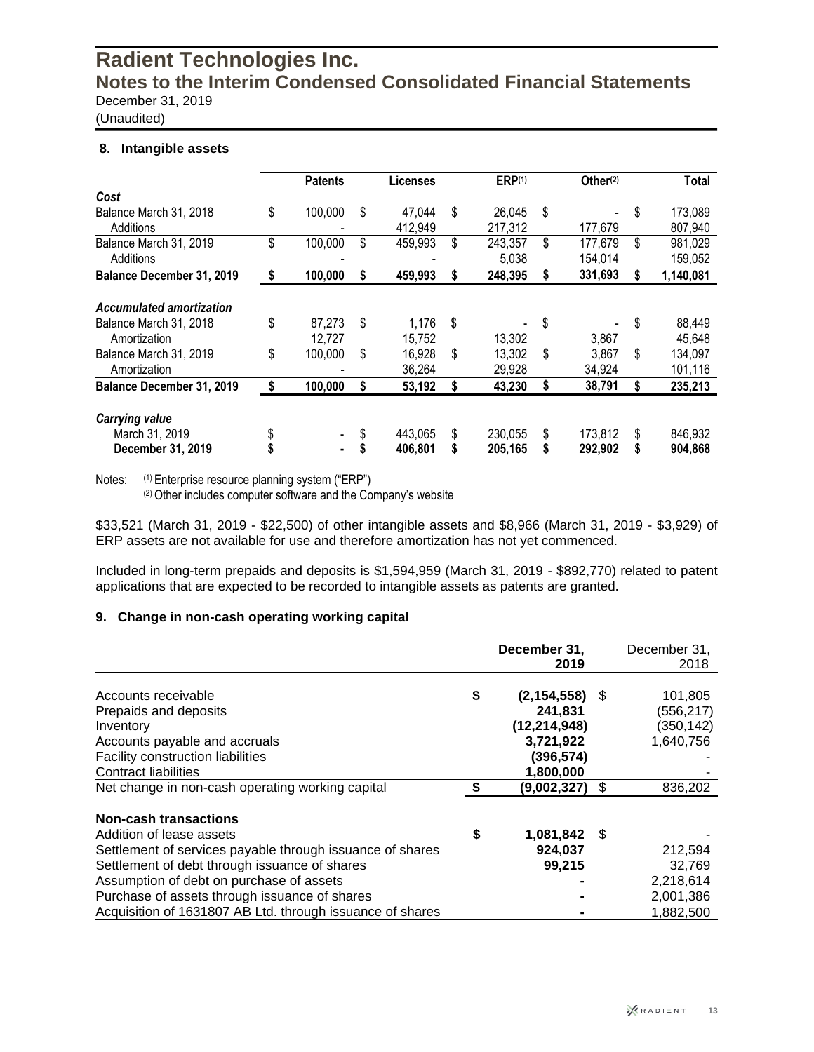# Radient Technologies Inc.
## Notes to the Interim Condensed Consolidated Financial Statements
December 31, 2019
(Unaudited)

### 8. Intangible assets

| | Patents | Licenses | ERP(1) | Other(2) | Total |
|---|---|---|---|---|---|
| ***Cost*** | | | | | |
| Balance March 31, 2018 | $ 100,000 | $ 47,044 | $ 26,045 | $ - | $ 173,089 |
| Additions | - | 412,949 | 217,312 | 177,679 | 807,940 |
| Balance March 31, 2019 | $ 100,000 | $ 459,993 | $ 243,357 | $ 177,679 | $ 981,029 |
| Additions | - | - | 5,038 | 154,014 | 159,052 |
| **Balance December 31, 2019** | **$ 100,000** | **$ 459,993** | **$ 248,395** | **$ 331,693** | **$ 1,140,081** |
| ***Accumulated amortization*** | | | | | |
| Balance March 31, 2018 | $ 87,273 | $ 1,176 | $ - | $ - | $ 88,449 |
| Amortization | 12,727 | 15,752 | 13,302 | 3,867 | 45,648 |
| Balance March 31, 2019 | $ 100,000 | $ 16,928 | $ 13,302 | $ 3,867 | $ 134,097 |
| Amortization | - | 36,264 | 29,928 | 34,924 | 101,116 |
| **Balance December 31, 2019** | **$ 100,000** | **$ 53,192** | **$ 43,230** | **$ 38,791** | **$ 235,213** |
| ***Carrying value*** | | | | | |
| March 31, 2019 | $ - | $ 443,065 | $ 230,055 | $ 173,812 | $ 846,932 |
| **December 31, 2019** | **$ -** | **$ 406,801** | **$ 205,165** | **$ 292,902** | **$ 904,868** |

Notes: (1) Enterprise resource planning system ("ERP")
(2) Other includes computer software and the Company's website

$33,521 (March 31, 2019 - $22,500) of other intangible assets and $8,966 (March 31, 2019 - $3,929) of ERP assets are not available for use and therefore amortization has not yet commenced.

Included in long-term prepaids and deposits is $1,594,959 (March 31, 2019 - $892,770) related to patent applications that are expected to be recorded to intangible assets as patents are granted.

### 9. Change in non-cash operating working capital

| | **December 31, 2019** | December 31, 2018 |
|---|---|---|
| Accounts receivable | **$ (2,154,558)** | $ 101,805 |
| Prepaids and deposits | **241,831** | (556,217) |
| Inventory | **(12,214,948)** | (350,142) |
| Accounts payable and accruals | **3,721,922** | 1,640,756 |
| Facility construction liabilities | **(396,574)** | - |
| Contract liabilities | **1,800,000** | - |
| Net change in non-cash operating working capital | **$ (9,002,327)** | $ 836,202 |
| **Non-cash transactions** | | |
| Addition of lease assets | **$ 1,081,842** | $ - |
| Settlement of services payable through issuance of shares | **924,037** | 212,594 |
| Settlement of debt through issuance of shares | **99,215** | 32,769 |
| Assumption of debt on purchase of assets | **-** | 2,218,614 |
| Purchase of assets through issuance of shares | **-** | 2,001,386 |
| Acquisition of 1631807 AB Ltd. through issuance of shares | **-** | 1,882,500 |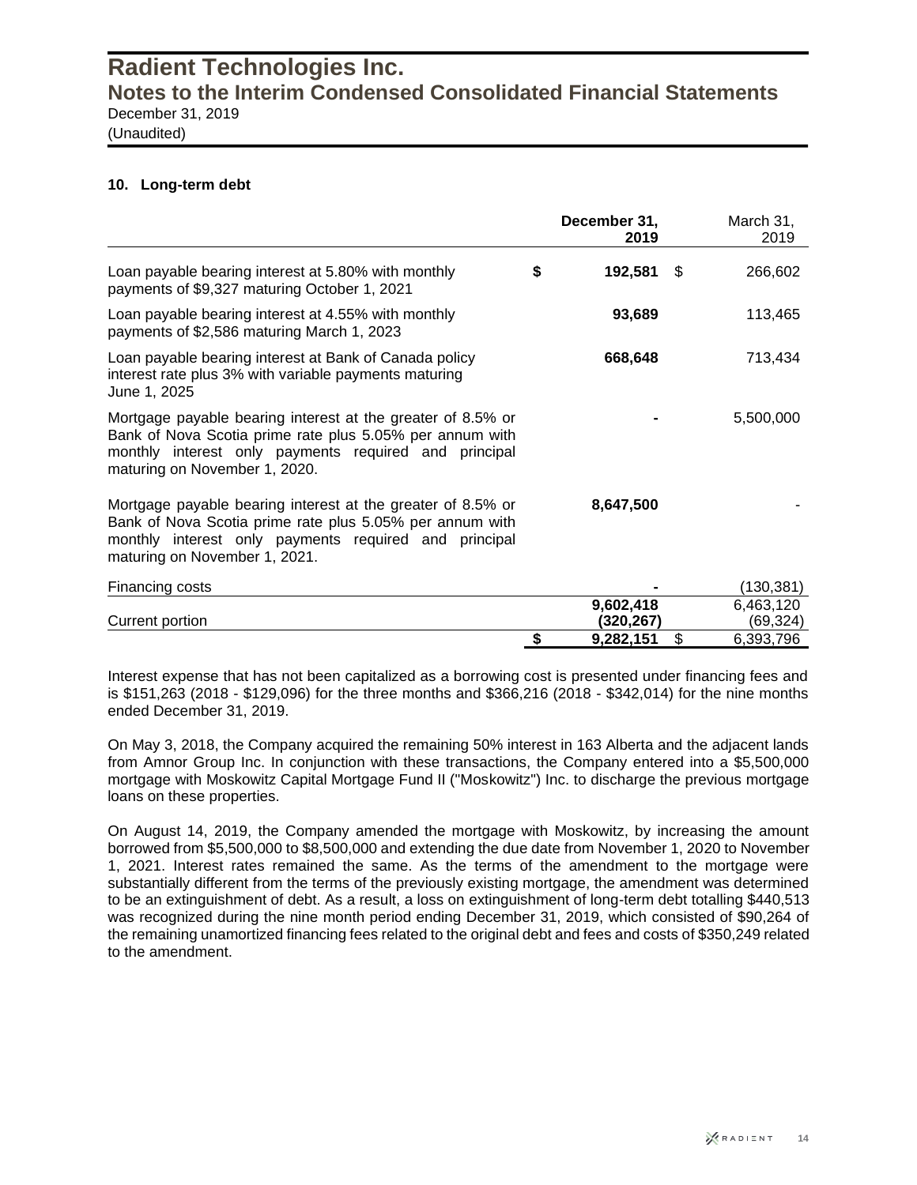# Radient Technologies Inc.
## Notes to the Interim Condensed Consolidated Financial Statements
December 31, 2019
(Unaudited)

### 10. Long-term debt

| | December 31, 2019 | March 31, 2019 |
|---|---|---|
| Loan payable bearing interest at 5.80% with monthly payments of $9,327 maturing October 1, 2021 | **$ 192,581** | $ 266,602 |
| Loan payable bearing interest at 4.55% with monthly payments of $2,586 maturing March 1, 2023 | **93,689** | 113,465 |
| Loan payable bearing interest at Bank of Canada policy interest rate plus 3% with variable payments maturing June 1, 2025 | **668,648** | 713,434 |
| Mortgage payable bearing interest at the greater of 8.5% or Bank of Nova Scotia prime rate plus 5.05% per annum with monthly interest only payments required and principal maturing on November 1, 2020. | **-** | 5,500,000 |
| Mortgage payable bearing interest at the greater of 8.5% or Bank of Nova Scotia prime rate plus 5.05% per annum with monthly interest only payments required and principal maturing on November 1, 2021. | **8,647,500** | - |
| Financing costs | **-** | (130,381) |
| | **9,602,418** | 6,463,120 |
| Current portion | **(320,267)** | (69,324) |
| | **$ 9,282,151** | $ 6,393,796 |

Interest expense that has not been capitalized as a borrowing cost is presented under financing fees and is $151,263 (2018 - $129,096) for the three months and $366,216 (2018 - $342,014) for the nine months ended December 31, 2019.

On May 3, 2018, the Company acquired the remaining 50% interest in 163 Alberta and the adjacent lands from Amnor Group Inc. In conjunction with these transactions, the Company entered into a $5,500,000 mortgage with Moskowitz Capital Mortgage Fund II ("Moskowitz") Inc. to discharge the previous mortgage loans on these properties.

On August 14, 2019, the Company amended the mortgage with Moskowitz, by increasing the amount borrowed from $5,500,000 to $8,500,000 and extending the due date from November 1, 2020 to November 1, 2021. Interest rates remained the same. As the terms of the amendment to the mortgage were substantially different from the terms of the previously existing mortgage, the amendment was determined to be an extinguishment of debt. As a result, a loss on extinguishment of long-term debt totalling $440,513 was recognized during the nine month period ending December 31, 2019, which consisted of $90,264 of the remaining unamortized financing fees related to the original debt and fees and costs of $350,249 related to the amendment.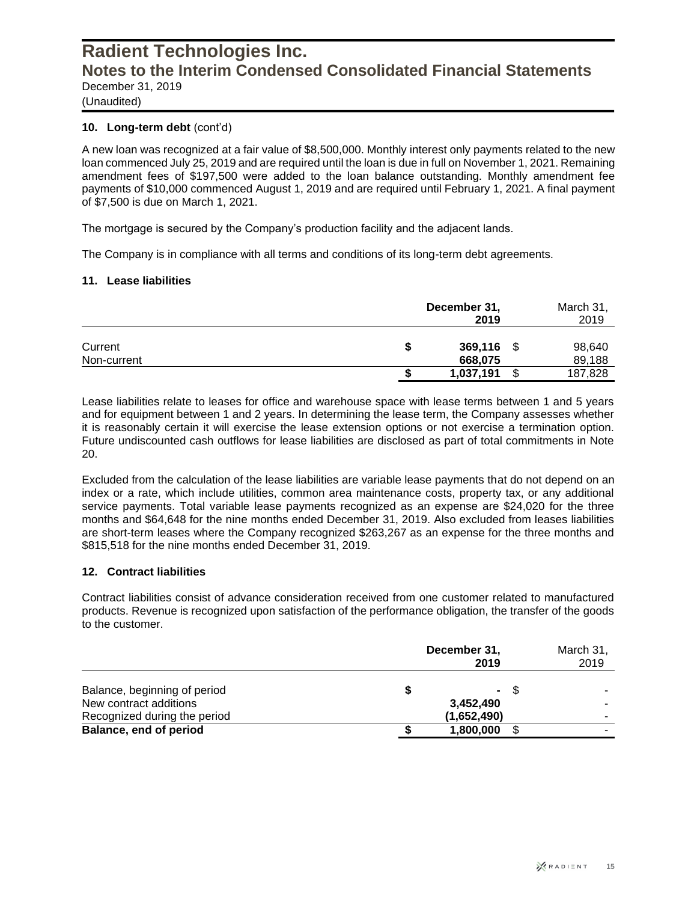# Radient Technologies Inc.
## Notes to the Interim Condensed Consolidated Financial Statements
December 31, 2019
(Unaudited)

### 10. Long-term debt (cont'd)

A new loan was recognized at a fair value of $8,500,000. Monthly interest only payments related to the new loan commenced July 25, 2019 and are required until the loan is due in full on November 1, 2021. Remaining amendment fees of $197,500 were added to the loan balance outstanding. Monthly amendment fee payments of $10,000 commenced August 1, 2019 and are required until February 1, 2021. A final payment of $7,500 is due on March 1, 2021.

The mortgage is secured by the Company's production facility and the adjacent lands.

The Company is in compliance with all terms and conditions of its long-term debt agreements.

### 11. Lease liabilities

| | **December 31, 2019** | March 31, 2019 |
|---|---|---|
| Current | **$ 369,116** | $ 98,640 |
| Non-current | **668,075** | 89,188 |
| | **$ 1,037,191** | $ 187,828 |

Lease liabilities relate to leases for office and warehouse space with lease terms between 1 and 5 years and for equipment between 1 and 2 years. In determining the lease term, the Company assesses whether it is reasonably certain it will exercise the lease extension options or not exercise a termination option. Future undiscounted cash outflows for lease liabilities are disclosed as part of total commitments in Note 20.

Excluded from the calculation of the lease liabilities are variable lease payments that do not depend on an index or a rate, which include utilities, common area maintenance costs, property tax, or any additional service payments. Total variable lease payments recognized as an expense are $24,020 for the three months and $64,648 for the nine months ended December 31, 2019. Also excluded from leases liabilities are short-term leases where the Company recognized $263,267 as an expense for the three months and $815,518 for the nine months ended December 31, 2019.

### 12. Contract liabilities

Contract liabilities consist of advance consideration received from one customer related to manufactured products. Revenue is recognized upon satisfaction of the performance obligation, the transfer of the goods to the customer.

| | **December 31, 2019** | March 31, 2019 |
|---|---|---|
| Balance, beginning of period | **$ -** | $ - |
| New contract additions | **3,452,490** | - |
| Recognized during the period | **(1,652,490)** | - |
| **Balance, end of period** | **$ 1,800,000** | $ - |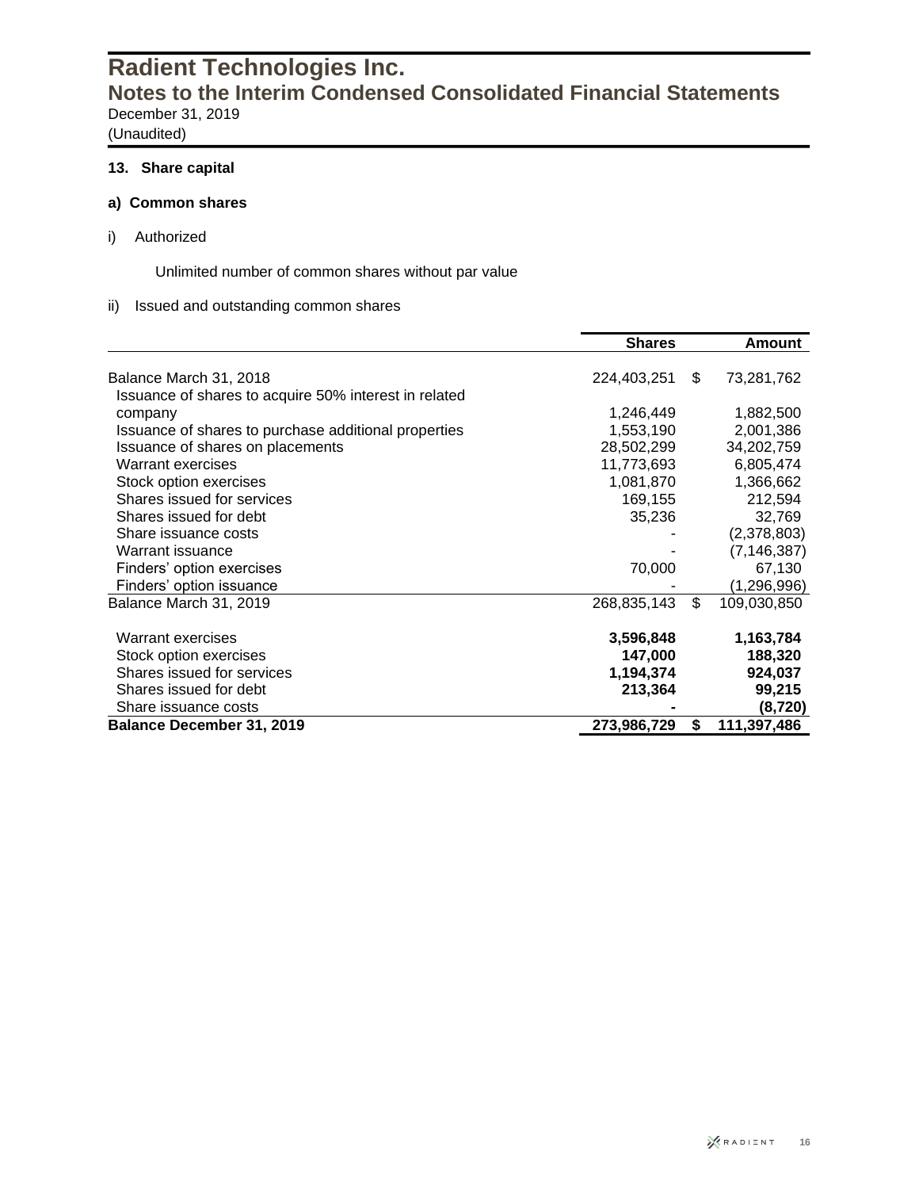# Radient Technologies Inc.

## Notes to the Interim Condensed Consolidated Financial Statements

December 31, 2019

(Unaudited)

### 13. Share capital

#### a) Common shares

i) Authorized

Unlimited number of common shares without par value

ii) Issued and outstanding common shares

| | Shares | | Amount |
|---|---|---|---|
| Balance March 31, 2018 | 224,403,251 | $ | 73,281,762 |
| Issuance of shares to acquire 50% interest in related company | 1,246,449 | | 1,882,500 |
| Issuance of shares to purchase additional properties | 1,553,190 | | 2,001,386 |
| Issuance of shares on placements | 28,502,299 | | 34,202,759 |
| Warrant exercises | 11,773,693 | | 6,805,474 |
| Stock option exercises | 1,081,870 | | 1,366,662 |
| Shares issued for services | 169,155 | | 212,594 |
| Shares issued for debt | 35,236 | | 32,769 |
| Share issuance costs | - | | (2,378,803) |
| Warrant issuance | - | | (7,146,387) |
| Finders' option exercises | 70,000 | | 67,130 |
| Finders' option issuance | - | | (1,296,996) |
| Balance March 31, 2019 | 268,835,143 | $ | 109,030,850 |
| | | | |
| Warrant exercises | **3,596,848** | | **1,163,784** |
| Stock option exercises | **147,000** | | **188,320** |
| Shares issued for services | **1,194,374** | | **924,037** |
| Shares issued for debt | **213,364** | | **99,215** |
| Share issuance costs | **-** | | **(8,720)** |
| **Balance December 31, 2019** | **273,986,729** | **$** | **111,397,486** |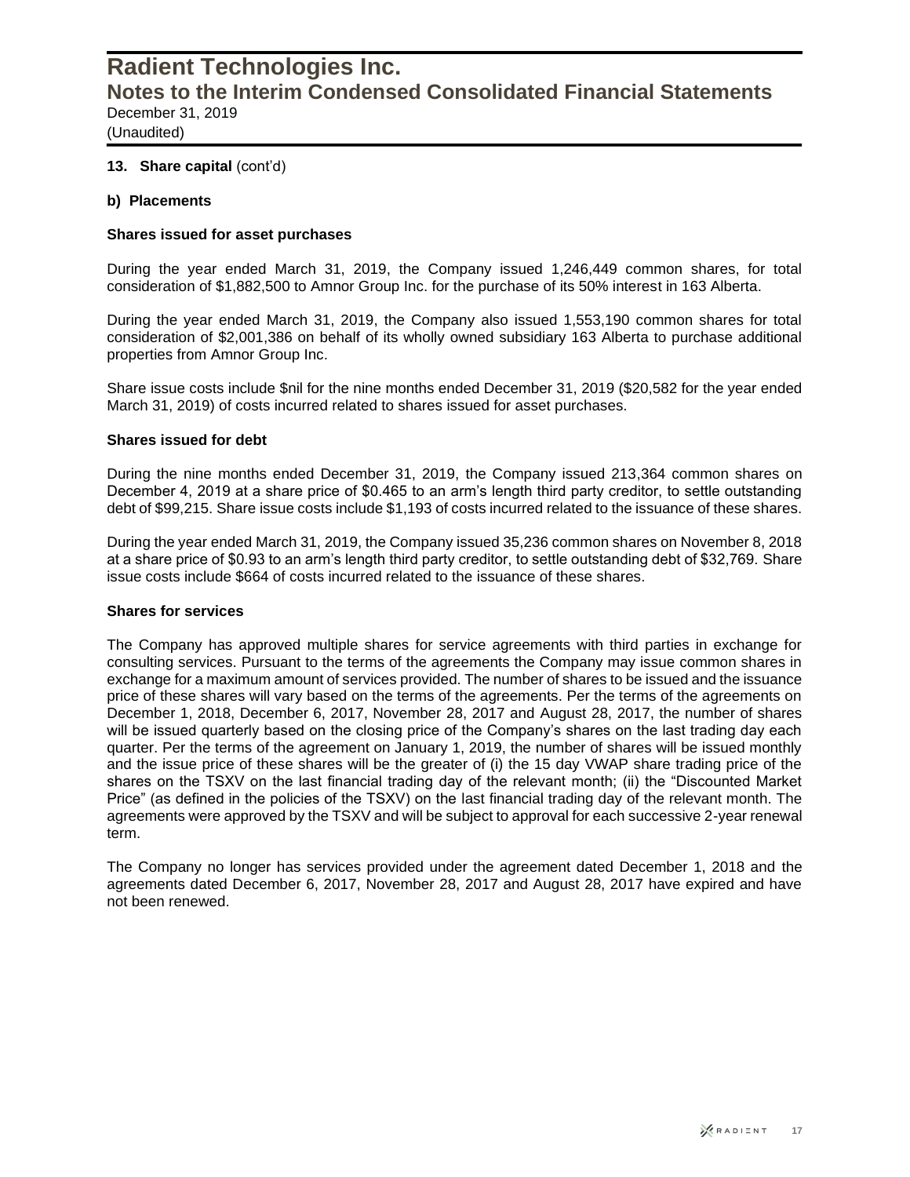## 13. Share capital (cont'd)

### b) Placements

**Shares issued for asset purchases**

During the year ended March 31, 2019, the Company issued 1,246,449 common shares, for total consideration of $1,882,500 to Amnor Group Inc. for the purchase of its 50% interest in 163 Alberta.

During the year ended March 31, 2019, the Company also issued 1,553,190 common shares for total consideration of $2,001,386 on behalf of its wholly owned subsidiary 163 Alberta to purchase additional properties from Amnor Group Inc.

Share issue costs include $nil for the nine months ended December 31, 2019 ($20,582 for the year ended March 31, 2019) of costs incurred related to shares issued for asset purchases.

**Shares issued for debt**

During the nine months ended December 31, 2019, the Company issued 213,364 common shares on December 4, 2019 at a share price of $0.465 to an arm's length third party creditor, to settle outstanding debt of $99,215. Share issue costs include $1,193 of costs incurred related to the issuance of these shares.

During the year ended March 31, 2019, the Company issued 35,236 common shares on November 8, 2018 at a share price of $0.93 to an arm's length third party creditor, to settle outstanding debt of $32,769. Share issue costs include $664 of costs incurred related to the issuance of these shares.

**Shares for services**

The Company has approved multiple shares for service agreements with third parties in exchange for consulting services. Pursuant to the terms of the agreements the Company may issue common shares in exchange for a maximum amount of services provided. The number of shares to be issued and the issuance price of these shares will vary based on the terms of the agreements. Per the terms of the agreements on December 1, 2018, December 6, 2017, November 28, 2017 and August 28, 2017, the number of shares will be issued quarterly based on the closing price of the Company's shares on the last trading day each quarter. Per the terms of the agreement on January 1, 2019, the number of shares will be issued monthly and the issue price of these shares will be the greater of (i) the 15 day VWAP share trading price of the shares on the TSXV on the last financial trading day of the relevant month; (ii) the "Discounted Market Price" (as defined in the policies of the TSXV) on the last financial trading day of the relevant month. The agreements were approved by the TSXV and will be subject to approval for each successive 2-year renewal term.

The Company no longer has services provided under the agreement dated December 1, 2018 and the agreements dated December 6, 2017, November 28, 2017 and August 28, 2017 have expired and have not been renewed.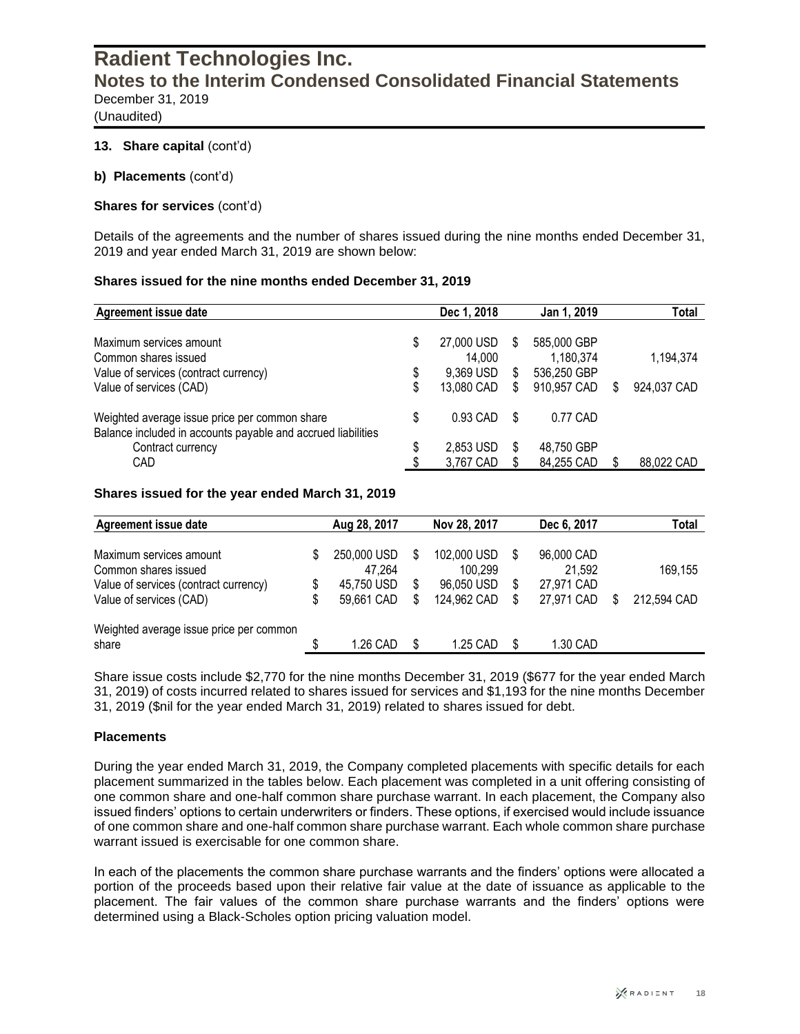# Radient Technologies Inc.
## Notes to the Interim Condensed Consolidated Financial Statements
December 31, 2019
(Unaudited)

**13. Share capital** (cont'd)

**b) Placements** (cont'd)

**Shares for services** (cont'd)

Details of the agreements and the number of shares issued during the nine months ended December 31, 2019 and year ended March 31, 2019 are shown below:

**Shares issued for the nine months ended December 31, 2019**

| Agreement issue date | | Dec 1, 2018 | | Jan 1, 2019 | | Total |
|---|---|---|---|---|---|---|
| Maximum services amount | $ | 27,000 USD | $ | 585,000 GBP | | |
| Common shares issued | | 14,000 | | 1,180,374 | | 1,194,374 |
| Value of services (contract currency) | $ | 9,369 USD | $ | 536,250 GBP | | |
| Value of services (CAD) | $ | 13,080 CAD | $ | 910,957 CAD | $ | 924,037 CAD |
| Weighted average issue price per common share | $ | 0.93 CAD | $ | 0.77 CAD | | |
| Balance included in accounts payable and accrued liabilities | | | | | | |
| Contract currency | $ | 2,853 USD | $ | 48,750 GBP | | |
| CAD | $ | 3,767 CAD | $ | 84,255 CAD | $ | 88,022 CAD |

**Shares issued for the year ended March 31, 2019**

| Agreement issue date | | Aug 28, 2017 | | Nov 28, 2017 | | Dec 6, 2017 | | Total |
|---|---|---|---|---|---|---|---|---|
| Maximum services amount | $ | 250,000 USD | $ | 102,000 USD | $ | 96,000 CAD | | |
| Common shares issued | | 47,264 | | 100,299 | | 21,592 | | 169,155 |
| Value of services (contract currency) | $ | 45,750 USD | $ | 96,050 USD | $ | 27,971 CAD | | |
| Value of services (CAD) | $ | 59,661 CAD | $ | 124,962 CAD | $ | 27,971 CAD | $ | 212,594 CAD |
| Weighted average issue price per common share | $ | 1.26 CAD | $ | 1.25 CAD | $ | 1.30 CAD | | |

Share issue costs include $2,770 for the nine months December 31, 2019 ($677 for the year ended March 31, 2019) of costs incurred related to shares issued for services and $1,193 for the nine months December 31, 2019 ($nil for the year ended March 31, 2019) related to shares issued for debt.

**Placements**

During the year ended March 31, 2019, the Company completed placements with specific details for each placement summarized in the tables below. Each placement was completed in a unit offering consisting of one common share and one-half common share purchase warrant. In each placement, the Company also issued finders' options to certain underwriters or finders. These options, if exercised would include issuance of one common share and one-half common share purchase warrant. Each whole common share purchase warrant issued is exercisable for one common share.

In each of the placements the common share purchase warrants and the finders' options were allocated a portion of the proceeds based upon their relative fair value at the date of issuance as applicable to the placement. The fair values of the common share purchase warrants and the finders' options were determined using a Black-Scholes option pricing valuation model.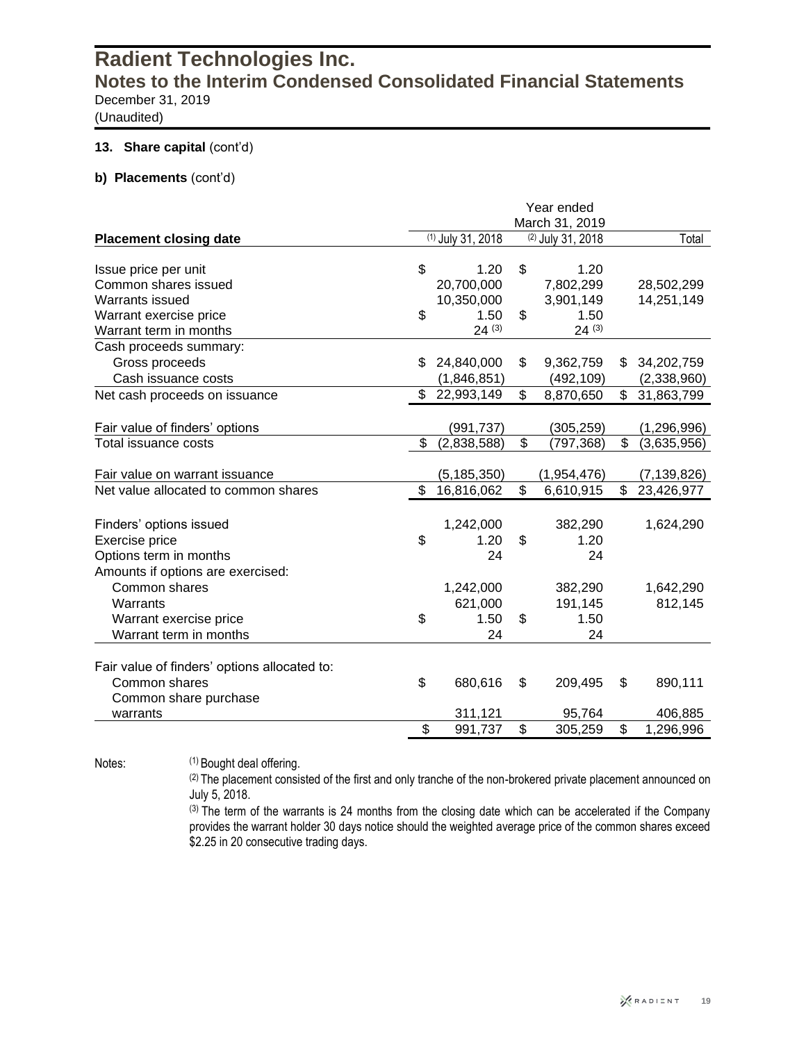**13. Share capital** (cont'd)

**b) Placements** (cont'd)

| | Year ended March 31, 2019 | | |
|---|---|---|---|
| **Placement closing date** | [1] July 31, 2018 | [2] July 31, 2018 | Total |
| Issue price per unit | $ 1.20 | $ 1.20 | |
| Common shares issued | 20,700,000 | 7,802,299 | 28,502,299 |
| Warrants issued | 10,350,000 | 3,901,149 | 14,251,149 |
| Warrant exercise price | $ 1.50 | $ 1.50 | |
| Warrant term in months | 24 [3] | 24 [3] | |
| Cash proceeds summary: | | | |
| Gross proceeds | $ 24,840,000 | $ 9,362,759 | $ 34,202,759 |
| Cash issuance costs | (1,846,851) | (492,109) | (2,338,960) |
| Net cash proceeds on issuance | $ 22,993,149 | $ 8,870,650 | $ 31,863,799 |
| Fair value of finders' options | (991,737) | (305,259) | (1,296,996) |
| Total issuance costs | $ (2,838,588) | $ (797,368) | $ (3,635,956) |
| Fair value on warrant issuance | (5,185,350) | (1,954,476) | (7,139,826) |
| Net value allocated to common shares | $ 16,816,062 | $ 6,610,915 | $ 23,426,977 |
| Finders' options issued | 1,242,000 | 382,290 | 1,624,290 |
| Exercise price | $ 1.20 | $ 1.20 | |
| Options term in months | 24 | 24 | |
| Amounts if options are exercised: | | | |
| Common shares | 1,242,000 | 382,290 | 1,642,290 |
| Warrants | 621,000 | 191,145 | 812,145 |
| Warrant exercise price | $ 1.50 | $ 1.50 | |
| Warrant term in months | 24 | 24 | |
| Fair value of finders' options allocated to: | | | |
| Common shares | $ 680,616 | $ 209,495 | $ 890,111 |
| Common share purchase warrants | 311,121 | 95,764 | 406,885 |
| | $ 991,737 | $ 305,259 | $ 1,296,996 |

Notes:

[1] Bought deal offering.

[2] The placement consisted of the first and only tranche of the non-brokered private placement announced on July 5, 2018.

[3] The term of the warrants is 24 months from the closing date which can be accelerated if the Company provides the warrant holder 30 days notice should the weighted average price of the common shares exceed $2.25 in 20 consecutive trading days.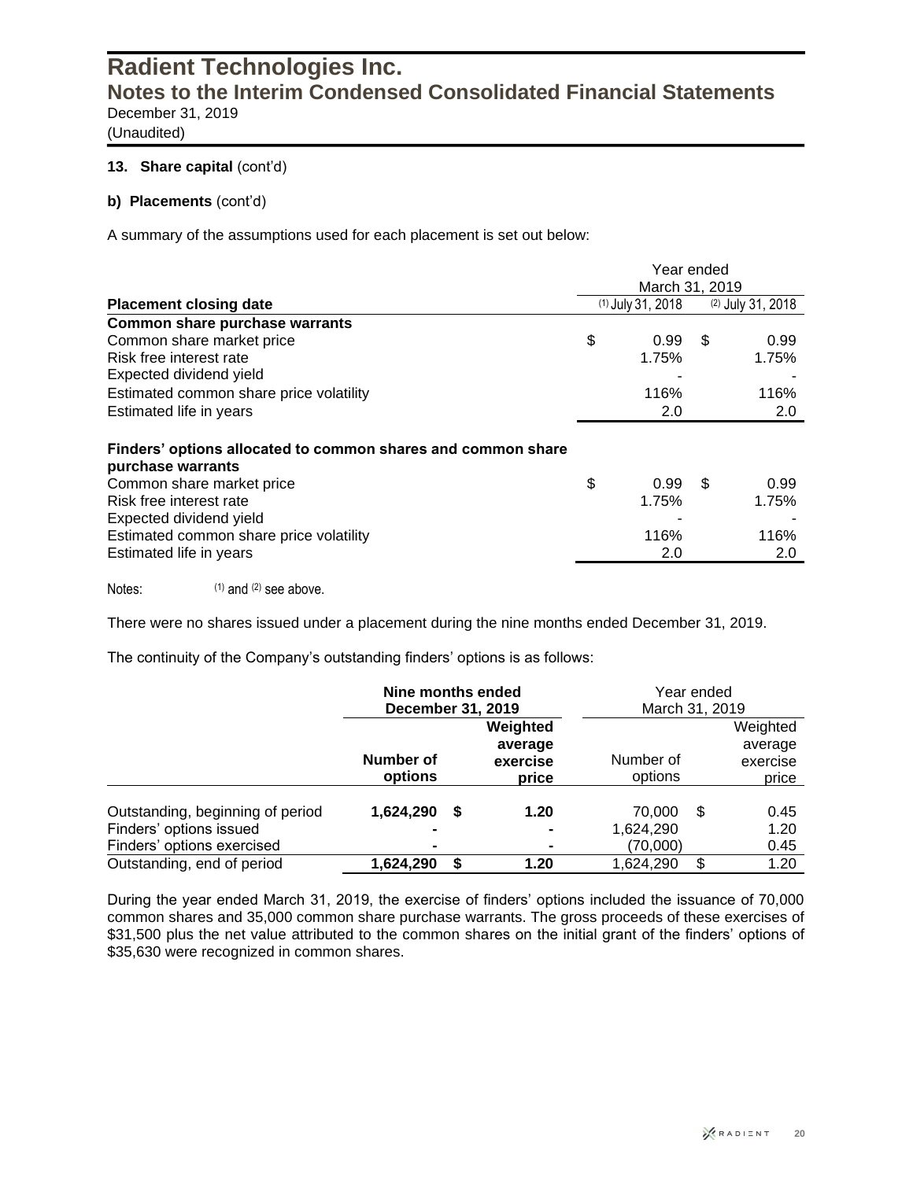### 13. Share capital (cont'd)

**b) Placements** (cont'd)

A summary of the assumptions used for each placement is set out below:

| | Year ended March 31, 2019 | |
|---|---|---|
| **Placement closing date** | (1) July 31, 2018 | (2) July 31, 2018 |
| **Common share purchase warrants** | | |
| Common share market price | $ 0.99 | $ 0.99 |
| Risk free interest rate | 1.75% | 1.75% |
| Expected dividend yield | - | - |
| Estimated common share price volatility | 116% | 116% |
| Estimated life in years | 2.0 | 2.0 |
| **Finders' options allocated to common shares and common share purchase warrants** | | |
| Common share market price | $ 0.99 | $ 0.99 |
| Risk free interest rate | 1.75% | 1.75% |
| Expected dividend yield | - | - |
| Estimated common share price volatility | 116% | 116% |
| Estimated life in years | 2.0 | 2.0 |

Notes: (1) and (2) see above.

There were no shares issued under a placement during the nine months ended December 31, 2019.

The continuity of the Company's outstanding finders' options is as follows:

| | **Nine months ended December 31, 2019** | | Year ended March 31, 2019 | |
|---|---|---|---|---|
| | **Number of options** | **Weighted average exercise price** | Number of options | Weighted average exercise price |
| Outstanding, beginning of period | **1,624,290** | **$ 1.20** | 70,000 | $ 0.45 |
| Finders' options issued | **-** | **-** | 1,624,290 | 1.20 |
| Finders' options exercised | **-** | **-** | (70,000) | 0.45 |
| Outstanding, end of period | **1,624,290** | **$ 1.20** | 1,624,290 | $ 1.20 |

During the year ended March 31, 2019, the exercise of finders' options included the issuance of 70,000 common shares and 35,000 common share purchase warrants. The gross proceeds of these exercises of $31,500 plus the net value attributed to the common shares on the initial grant of the finders' options of $35,630 were recognized in common shares.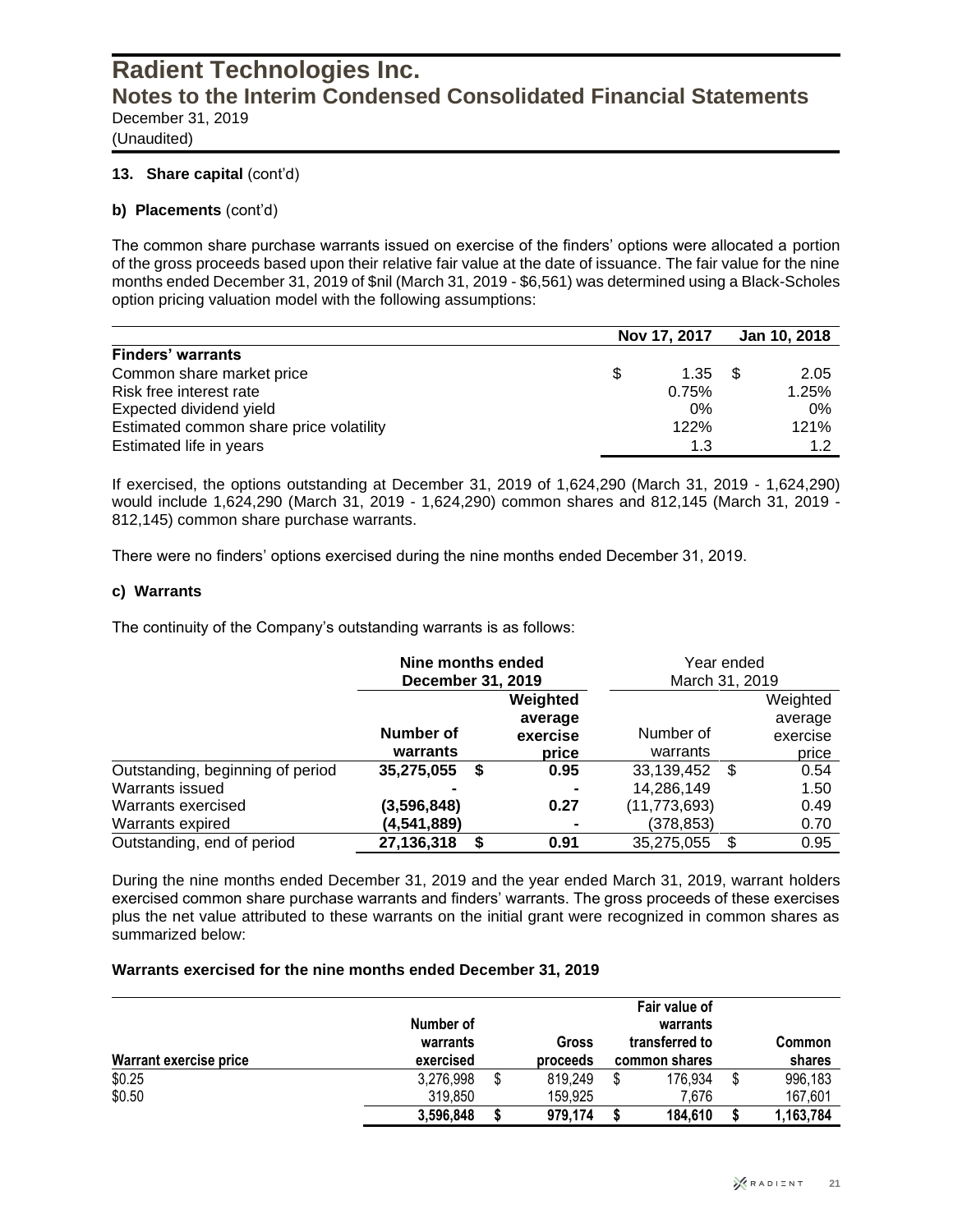# Radient Technologies Inc.
## Notes to the Interim Condensed Consolidated Financial Statements
December 31, 2019
(Unaudited)

**13. Share capital** (cont'd)

**b) Placements** (cont'd)

The common share purchase warrants issued on exercise of the finders' options were allocated a portion of the gross proceeds based upon their relative fair value at the date of issuance. The fair value for the nine months ended December 31, 2019 of $nil (March 31, 2019 - $6,561) was determined using a Black-Scholes option pricing valuation model with the following assumptions:

| | Nov 17, 2017 | Jan 10, 2018 |
|---|---|---|
| **Finders' warrants** | | |
| Common share market price | $ 1.35 | $ 2.05 |
| Risk free interest rate | 0.75% | 1.25% |
| Expected dividend yield | 0% | 0% |
| Estimated common share price volatility | 122% | 121% |
| Estimated life in years | 1.3 | 1.2 |

If exercised, the options outstanding at December 31, 2019 of 1,624,290 (March 31, 2019 - 1,624,290) would include 1,624,290 (March 31, 2019 - 1,624,290) common shares and 812,145 (March 31, 2019 - 812,145) common share purchase warrants.

There were no finders' options exercised during the nine months ended December 31, 2019.

**c) Warrants**

The continuity of the Company's outstanding warrants is as follows:

| | **Nine months ended December 31, 2019** | | Year ended March 31, 2019 | |
|---|---|---|---|---|
| | **Number of warrants** | **Weighted average exercise price** | Number of warrants | Weighted average exercise price |
| Outstanding, beginning of period | **35,275,055** | **$ 0.95** | 33,139,452 | $ 0.54 |
| Warrants issued | **-** | **-** | 14,286,149 | 1.50 |
| Warrants exercised | **(3,596,848)** | **0.27** | (11,773,693) | 0.49 |
| Warrants expired | **(4,541,889)** | **-** | (378,853) | 0.70 |
| Outstanding, end of period | **27,136,318** | **$ 0.91** | 35,275,055 | $ 0.95 |

During the nine months ended December 31, 2019 and the year ended March 31, 2019, warrant holders exercised common share purchase warrants and finders' warrants. The gross proceeds of these exercises plus the net value attributed to these warrants on the initial grant were recognized in common shares as summarized below:

**Warrants exercised for the nine months ended December 31, 2019**

| **Warrant exercise price** | **Number of warrants exercised** | **Gross proceeds** | **Fair value of warrants transferred to common shares** | **Common shares** |
|---|---|---|---|---|
| $0.25 | 3,276,998 | $ 819,249 | $ 176,934 | $ 996,183 |
| $0.50 | 319,850 | 159,925 | 7,676 | 167,601 |
| | **3,596,848** | **$ 979,174** | **$ 184,610** | **$ 1,163,784** |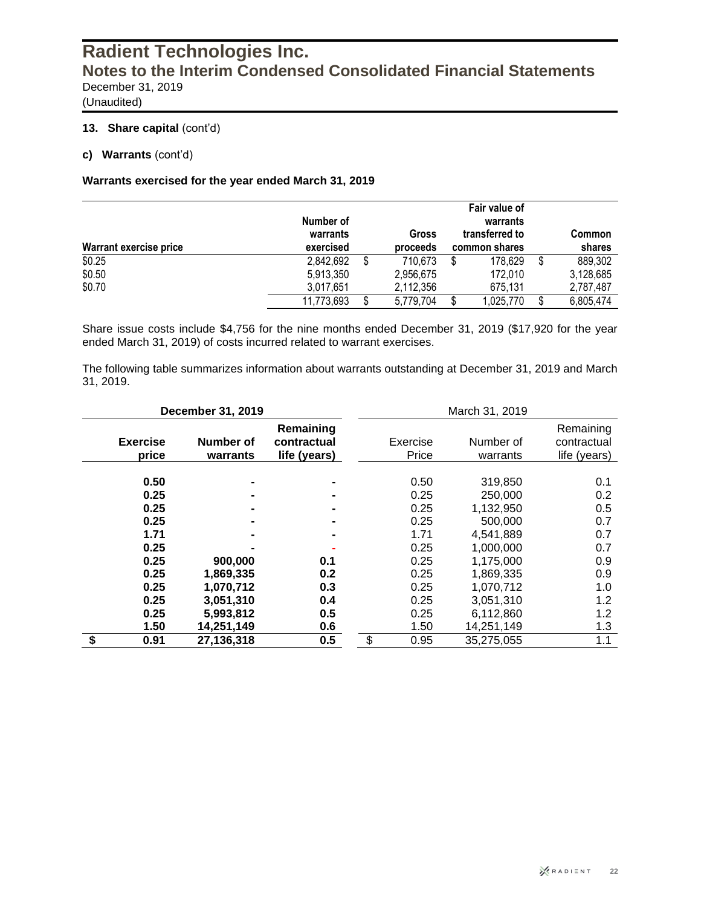# Radient Technologies Inc.
## Notes to the Interim Condensed Consolidated Financial Statements
December 31, 2019
(Unaudited)

**13. Share capital** (cont'd)

**c) Warrants** (cont'd)

**Warrants exercised for the year ended March 31, 2019**

| Warrant exercise price | Number of warrants exercised | Gross proceeds | Fair value of warrants transferred to common shares | Common shares |
|---|---|---|---|---|
| $0.25 | 2,842,692 | $ 710,673 | $ 178,629 | $ 889,302 |
| $0.50 | 5,913,350 | 2,956,675 | 172,010 | 3,128,685 |
| $0.70 | 3,017,651 | 2,112,356 | 675,131 | 2,787,487 |
| | 11,773,693 | $ 5,779,704 | $ 1,025,770 | $ 6,805,474 |

Share issue costs include $4,756 for the nine months ended December 31, 2019 ($17,920 for the year ended March 31, 2019) of costs incurred related to warrant exercises.

The following table summarizes information about warrants outstanding at December 31, 2019 and March 31, 2019.

| **December 31, 2019** | | | March 31, 2019 | | |
|---|---|---|---|---|---|
| **Exercise price** | **Number of warrants** | **Remaining contractual life (years)** | Exercise Price | Number of warrants | Remaining contractual life (years) |
| **0.50** | **-** | **-** | 0.50 | 319,850 | 0.1 |
| **0.25** | **-** | **-** | 0.25 | 250,000 | 0.2 |
| **0.25** | **-** | **-** | 0.25 | 1,132,950 | 0.5 |
| **0.25** | **-** | **-** | 0.25 | 500,000 | 0.7 |
| **1.71** | **-** | **-** | 1.71 | 4,541,889 | 0.7 |
| **0.25** | **-** | **-** | 0.25 | 1,000,000 | 0.7 |
| **0.25** | **900,000** | **0.1** | 0.25 | 1,175,000 | 0.9 |
| **0.25** | **1,869,335** | **0.2** | 0.25 | 1,869,335 | 0.9 |
| **0.25** | **1,070,712** | **0.3** | 0.25 | 1,070,712 | 1.0 |
| **0.25** | **3,051,310** | **0.4** | 0.25 | 3,051,310 | 1.2 |
| **0.25** | **5,993,812** | **0.5** | 0.25 | 6,112,860 | 1.2 |
| **1.50** | **14,251,149** | **0.6** | 1.50 | 14,251,149 | 1.3 |
| **$ 0.91** | **27,136,318** | **0.5** | $ 0.95 | 35,275,055 | 1.1 |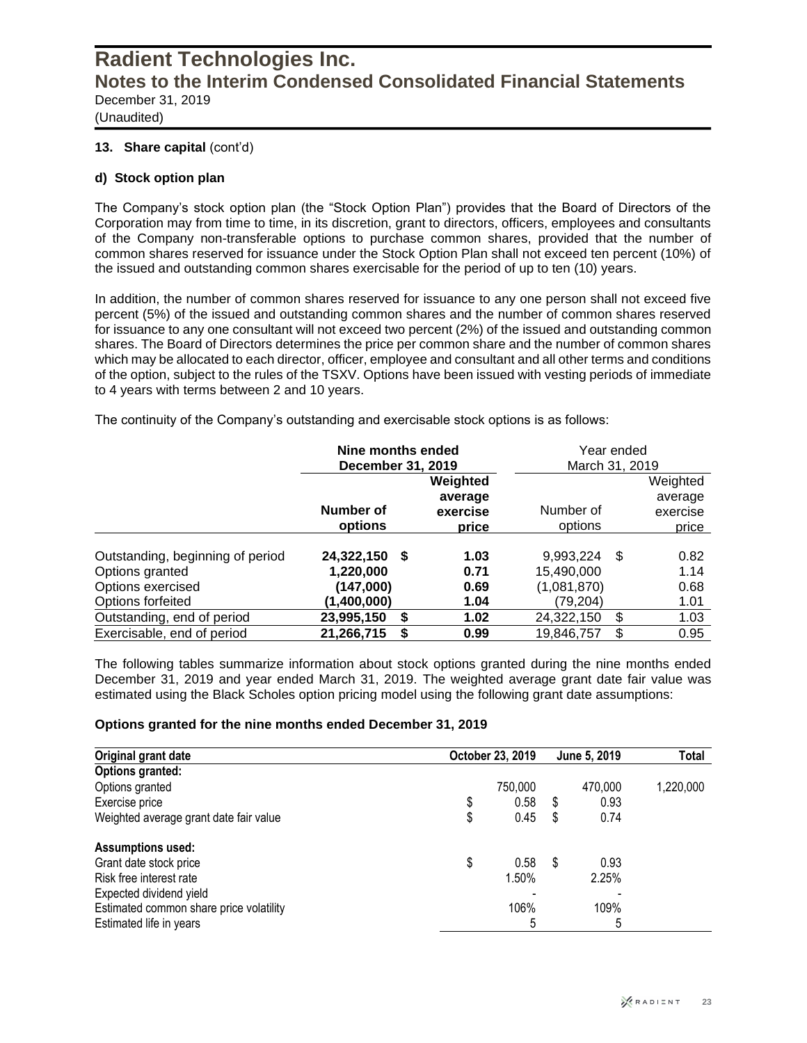# Radient Technologies Inc.

## Notes to the Interim Condensed Consolidated Financial Statements

December 31, 2019

(Unaudited)

**13. Share capital** (cont'd)

**d) Stock option plan**

The Company's stock option plan (the "Stock Option Plan") provides that the Board of Directors of the Corporation may from time to time, in its discretion, grant to directors, officers, employees and consultants of the Company non-transferable options to purchase common shares, provided that the number of common shares reserved for issuance under the Stock Option Plan shall not exceed ten percent (10%) of the issued and outstanding common shares exercisable for the period of up to ten (10) years.

In addition, the number of common shares reserved for issuance to any one person shall not exceed five percent (5%) of the issued and outstanding common shares and the number of common shares reserved for issuance to any one consultant will not exceed two percent (2%) of the issued and outstanding common shares. The Board of Directors determines the price per common share and the number of common shares which may be allocated to each director, officer, employee and consultant and all other terms and conditions of the option, subject to the rules of the TSXV. Options have been issued with vesting periods of immediate to 4 years with terms between 2 and 10 years.

The continuity of the Company's outstanding and exercisable stock options is as follows:

| | **Nine months ended December 31, 2019** | | Year ended March 31, 2019 | |
|---|---|---|---|---|
| | **Number of options** | **Weighted average exercise price** | Number of options | Weighted average exercise price |
| Outstanding, beginning of period | **24,322,150** | **$ 1.03** | 9,993,224 | $ 0.82 |
| Options granted | **1,220,000** | **0.71** | 15,490,000 | 1.14 |
| Options exercised | **(147,000)** | **0.69** | (1,081,870) | 0.68 |
| Options forfeited | **(1,400,000)** | **1.04** | (79,204) | 1.01 |
| Outstanding, end of period | **23,995,150** | **$ 1.02** | 24,322,150 | $ 1.03 |
| Exercisable, end of period | **21,266,715** | **$ 0.99** | 19,846,757 | $ 0.95 |

The following tables summarize information about stock options granted during the nine months ended December 31, 2019 and year ended March 31, 2019. The weighted average grant date fair value was estimated using the Black Scholes option pricing model using the following grant date assumptions:

**Options granted for the nine months ended December 31, 2019**

| **Original grant date** | **October 23, 2019** | **June 5, 2019** | **Total** |
|---|---|---|---|
| **Options granted:** | | | |
| Options granted | 750,000 | 470,000 | 1,220,000 |
| Exercise price | $ 0.58 | $ 0.93 | |
| Weighted average grant date fair value | $ 0.45 | $ 0.74 | |
| **Assumptions used:** | | | |
| Grant date stock price | $ 0.58 | $ 0.93 | |
| Risk free interest rate | 1.50% | 2.25% | |
| Expected dividend yield | - | - | |
| Estimated common share price volatility | 106% | 109% | |
| Estimated life in years | 5 | 5 | |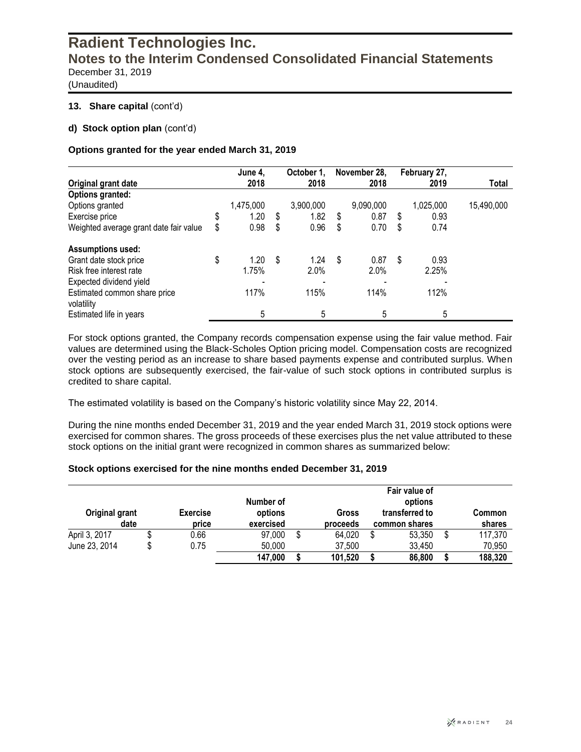# Radient Technologies Inc.

## Notes to the Interim Condensed Consolidated Financial Statements

December 31, 2019

(Unaudited)

**13. Share capital** (cont'd)

**d) Stock option plan** (cont'd)

**Options granted for the year ended March 31, 2019**

| Original grant date | June 4, 2018 | October 1, 2018 | November 28, 2018 | February 27, 2019 | Total |
|---|---|---|---|---|---|
| **Options granted:** | | | | | |
| Options granted | 1,475,000 | 3,900,000 | 9,090,000 | 1,025,000 | 15,490,000 |
| Exercise price | $ 1.20 | $ 1.82 | $ 0.87 | $ 0.93 | |
| Weighted average grant date fair value | $ 0.98 | $ 0.96 | $ 0.70 | $ 0.74 | |
| | | | | | |
| **Assumptions used:** | | | | | |
| Grant date stock price | $ 1.20 | $ 1.24 | $ 0.87 | $ 0.93 | |
| Risk free interest rate | 1.75% | 2.0% | 2.0% | 2.25% | |
| Expected dividend yield | - | - | - | - | |
| Estimated common share price volatility | 117% | 115% | 114% | 112% | |
| Estimated life in years | 5 | 5 | 5 | 5 | |

For stock options granted, the Company records compensation expense using the fair value method. Fair values are determined using the Black-Scholes Option pricing model. Compensation costs are recognized over the vesting period as an increase to share based payments expense and contributed surplus. When stock options are subsequently exercised, the fair-value of such stock options in contributed surplus is credited to share capital.

The estimated volatility is based on the Company's historic volatility since May 22, 2014.

During the nine months ended December 31, 2019 and the year ended March 31, 2019 stock options were exercised for common shares. The gross proceeds of these exercises plus the net value attributed to these stock options on the initial grant were recognized in common shares as summarized below:

**Stock options exercised for the nine months ended December 31, 2019**

| Original grant date | Exercise price | Number of options exercised | Gross proceeds | Fair value of options transferred to common shares | Common shares |
|---|---|---|---|---|---|
| April 3, 2017 | $ 0.66 | 97,000 | $ 64,020 | $ 53,350 | $ 117,370 |
| June 23, 2014 | $ 0.75 | 50,000 | 37,500 | 33,450 | 70,950 |
| | | **147,000** | **$ 101,520** | **$ 86,800** | **$ 188,320** |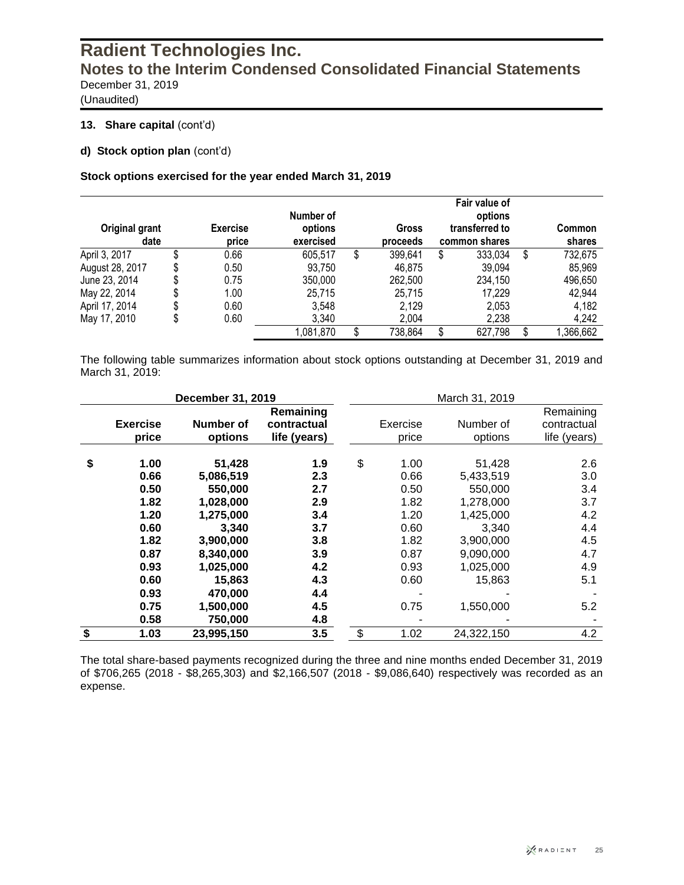**13. Share capital** (cont'd)

**d) Stock option plan** (cont'd)

**Stock options exercised for the year ended March 31, 2019**

| Original grant date | Exercise price | Number of options exercised | Gross proceeds | Fair value of options transferred to common shares | Common shares |
|---|---|---|---|---|---|
| April 3, 2017 | $ 0.66 | 605,517 | $ 399,641 | $ 333,034 | $ 732,675 |
| August 28, 2017 | $ 0.50 | 93,750 | 46,875 | 39,094 | 85,969 |
| June 23, 2014 | $ 0.75 | 350,000 | 262,500 | 234,150 | 496,650 |
| May 22, 2014 | $ 1.00 | 25,715 | 25,715 | 17,229 | 42,944 |
| April 17, 2014 | $ 0.60 | 3,548 | 2,129 | 2,053 | 4,182 |
| May 17, 2010 | $ 0.60 | 3,340 | 2,004 | 2,238 | 4,242 |
| | | 1,081,870 | $ 738,864 | $ 627,798 | $ 1,366,662 |

The following table summarizes information about stock options outstanding at December 31, 2019 and March 31, 2019:

| **December 31, 2019** | | | March 31, 2019 | | |
|---|---|---|---|---|---|
| **Exercise price** | **Number of options** | **Remaining contractual life (years)** | Exercise price | Number of options | Remaining contractual life (years) |
| **$ 1.00** | **51,428** | **1.9** | $ 1.00 | 51,428 | 2.6 |
| **0.66** | **5,086,519** | **2.3** | 0.66 | 5,433,519 | 3.0 |
| **0.50** | **550,000** | **2.7** | 0.50 | 550,000 | 3.4 |
| **1.82** | **1,028,000** | **2.9** | 1.82 | 1,278,000 | 3.7 |
| **1.20** | **1,275,000** | **3.4** | 1.20 | 1,425,000 | 4.2 |
| **0.60** | **3,340** | **3.7** | 0.60 | 3,340 | 4.4 |
| **1.82** | **3,900,000** | **3.8** | 1.82 | 3,900,000 | 4.5 |
| **0.87** | **8,340,000** | **3.9** | 0.87 | 9,090,000 | 4.7 |
| **0.93** | **1,025,000** | **4.2** | 0.93 | 1,025,000 | 4.9 |
| **0.60** | **15,863** | **4.3** | 0.60 | 15,863 | 5.1 |
| **0.93** | **470,000** | **4.4** | - | - | - |
| **0.75** | **1,500,000** | **4.5** | 0.75 | 1,550,000 | 5.2 |
| **0.58** | **750,000** | **4.8** | - | - | - |
| **$ 1.03** | **23,995,150** | **3.5** | $ 1.02 | 24,322,150 | 4.2 |

The total share-based payments recognized during the three and nine months ended December 31, 2019 of $706,265 (2018 - $8,265,303) and $2,166,507 (2018 - $9,086,640) respectively was recorded as an expense.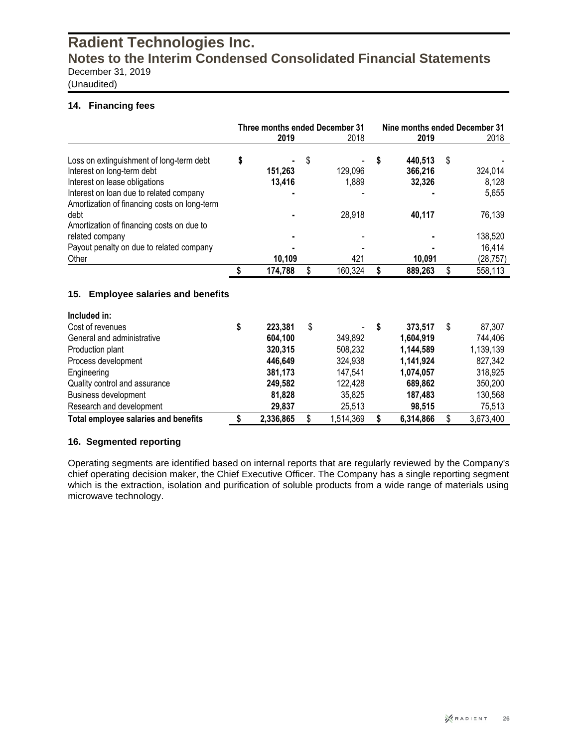# Radient Technologies Inc.
## Notes to the Interim Condensed Consolidated Financial Statements
December 31, 2019
(Unaudited)

### 14. Financing fees

| | Three months ended December 31 2019 | Three months ended December 31 2018 | Nine months ended December 31 2019 | Nine months ended December 31 2018 |
|---|---|---|---|---|
| Loss on extinguishment of long-term debt | $ - | $ - | $ 440,513 | $ - |
| Interest on long-term debt | 151,263 | 129,096 | 366,216 | 324,014 |
| Interest on lease obligations | 13,416 | 1,889 | 32,326 | 8,128 |
| Interest on loan due to related company | - | - | - | 5,655 |
| Amortization of financing costs on long-term debt | - | 28,918 | 40,117 | 76,139 |
| Amortization of financing costs on due to related company | - | - | - | 138,520 |
| Payout penalty on due to related company | - | - | - | 16,414 |
| Other | 10,109 | 421 | 10,091 | (28,757) |
| | $ 174,788 | $ 160,324 | $ 889,263 | $ 558,113 |

### 15. Employee salaries and benefits

| **Included in:** | Three months ended December 31 2019 | Three months ended December 31 2018 | Nine months ended December 31 2019 | Nine months ended December 31 2018 |
|---|---|---|---|---|
| Cost of revenues | $ 223,381 | $ - | $ 373,517 | $ 87,307 |
| General and administrative | 604,100 | 349,892 | 1,604,919 | 744,406 |
| Production plant | 320,315 | 508,232 | 1,144,589 | 1,139,139 |
| Process development | 446,649 | 324,938 | 1,141,924 | 827,342 |
| Engineering | 381,173 | 147,541 | 1,074,057 | 318,925 |
| Quality control and assurance | 249,582 | 122,428 | 689,862 | 350,200 |
| Business development | 81,828 | 35,825 | 187,483 | 130,568 |
| Research and development | 29,837 | 25,513 | 98,515 | 75,513 |
| **Total employee salaries and benefits** | $ 2,336,865 | $ 1,514,369 | $ 6,314,866 | $ 3,673,400 |

### 16. Segmented reporting

Operating segments are identified based on internal reports that are regularly reviewed by the Company's chief operating decision maker, the Chief Executive Officer. The Company has a single reporting segment which is the extraction, isolation and purification of soluble products from a wide range of materials using microwave technology.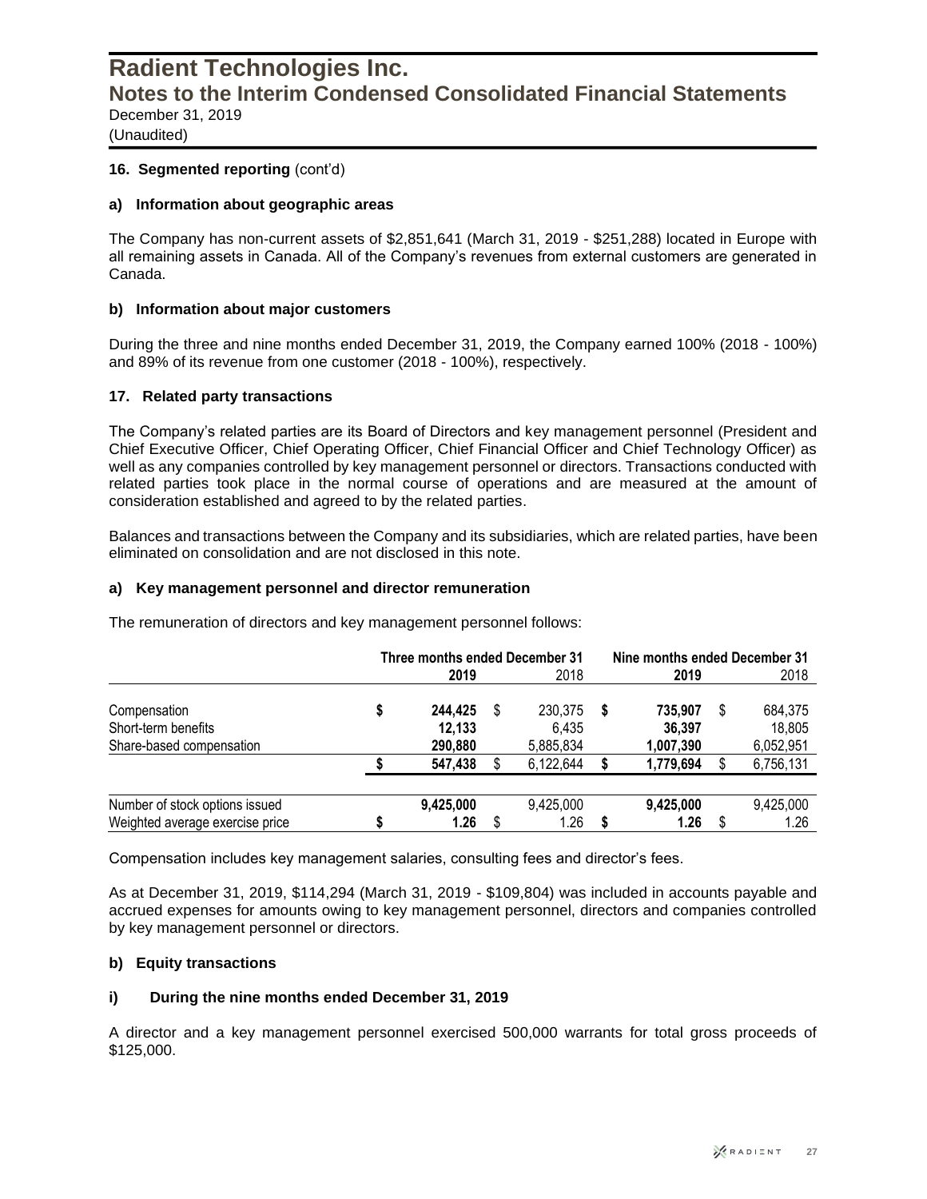### 16. Segmented reporting (cont'd)

#### a) Information about geographic areas

The Company has non-current assets of $2,851,641 (March 31, 2019 - $251,288) located in Europe with all remaining assets in Canada. All of the Company's revenues from external customers are generated in Canada.

#### b) Information about major customers

During the three and nine months ended December 31, 2019, the Company earned 100% (2018 - 100%) and 89% of its revenue from one customer (2018 - 100%), respectively.

### 17. Related party transactions

The Company's related parties are its Board of Directors and key management personnel (President and Chief Executive Officer, Chief Operating Officer, Chief Financial Officer and Chief Technology Officer) as well as any companies controlled by key management personnel or directors. Transactions conducted with related parties took place in the normal course of operations and are measured at the amount of consideration established and agreed to by the related parties.

Balances and transactions between the Company and its subsidiaries, which are related parties, have been eliminated on consolidation and are not disclosed in this note.

#### a) Key management personnel and director remuneration

The remuneration of directors and key management personnel follows:

| | Three months ended December 31 | | Nine months ended December 31 | |
|---|---|---|---|---|
| | **2019** | 2018 | **2019** | 2018 |
| Compensation | **$ 244,425** | $ 230,375 | **$ 735,907** | $ 684,375 |
| Short-term benefits | **12,133** | 6,435 | **36,397** | 18,805 |
| Share-based compensation | **290,880** | 5,885,834 | **1,007,390** | 6,052,951 |
| | **$ 547,438** | $ 6,122,644 | **$ 1,779,694** | $ 6,756,131 |
| Number of stock options issued | **9,425,000** | 9,425,000 | **9,425,000** | 9,425,000 |
| Weighted average exercise price | **$ 1.26** | $ 1.26 | **$ 1.26** | $ 1.26 |

Compensation includes key management salaries, consulting fees and director's fees.

As at December 31, 2019, $114,294 (March 31, 2019 - $109,804) was included in accounts payable and accrued expenses for amounts owing to key management personnel, directors and companies controlled by key management personnel or directors.

#### b) Equity transactions

#### i) During the nine months ended December 31, 2019

A director and a key management personnel exercised 500,000 warrants for total gross proceeds of $125,000.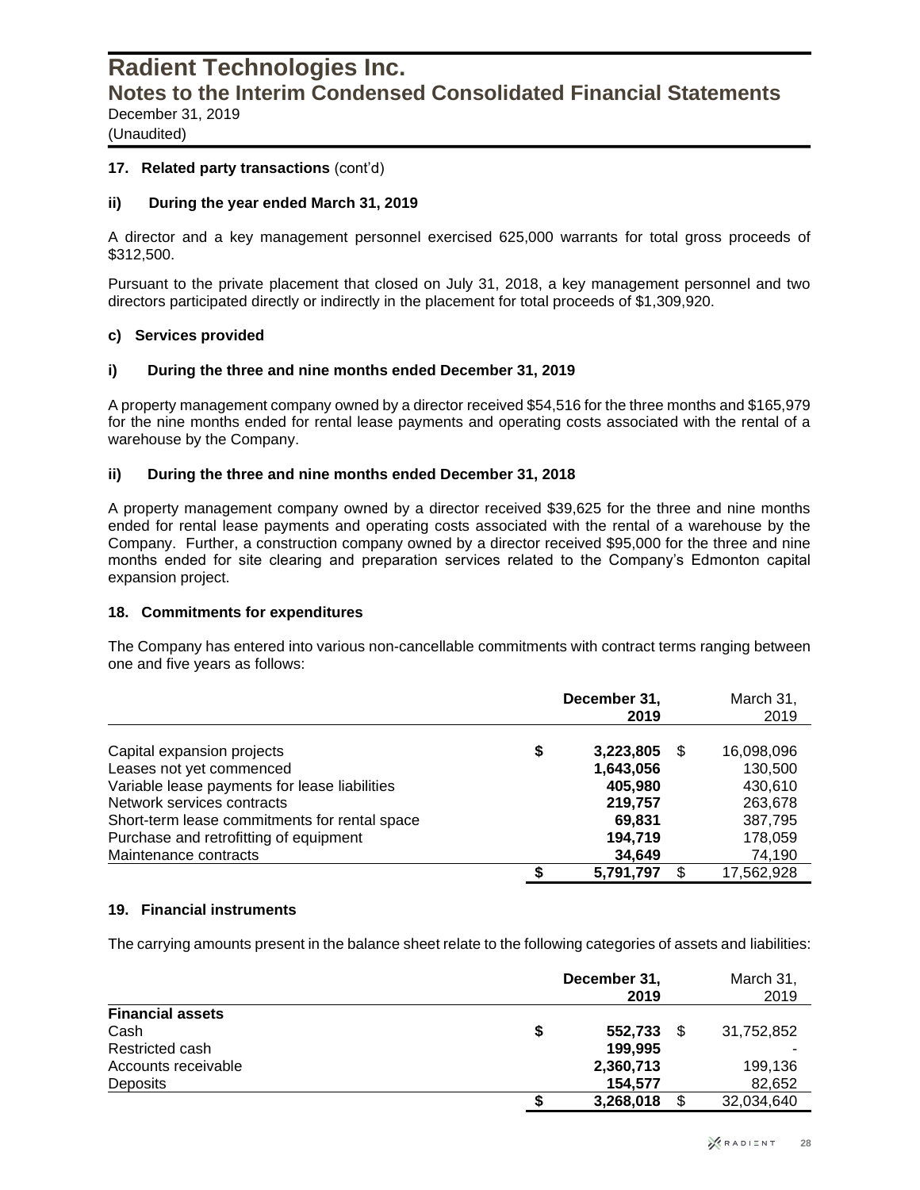### 17. Related party transactions (cont'd)

#### ii) During the year ended March 31, 2019

A director and a key management personnel exercised 625,000 warrants for total gross proceeds of $312,500.

Pursuant to the private placement that closed on July 31, 2018, a key management personnel and two directors participated directly or indirectly in the placement for total proceeds of $1,309,920.

#### c) Services provided

#### i) During the three and nine months ended December 31, 2019

A property management company owned by a director received $54,516 for the three months and $165,979 for the nine months ended for rental lease payments and operating costs associated with the rental of a warehouse by the Company.

#### ii) During the three and nine months ended December 31, 2018

A property management company owned by a director received $39,625 for the three and nine months ended for rental lease payments and operating costs associated with the rental of a warehouse by the Company. Further, a construction company owned by a director received $95,000 for the three and nine months ended for site clearing and preparation services related to the Company's Edmonton capital expansion project.

### 18. Commitments for expenditures

The Company has entered into various non-cancellable commitments with contract terms ranging between one and five years as follows:

| | December 31, 2019 | March 31, 2019 |
|---|---|---|
| Capital expansion projects | $ 3,223,805 | $ 16,098,096 |
| Leases not yet commenced | 1,643,056 | 130,500 |
| Variable lease payments for lease liabilities | 405,980 | 430,610 |
| Network services contracts | 219,757 | 263,678 |
| Short-term lease commitments for rental space | 69,831 | 387,795 |
| Purchase and retrofitting of equipment | 194,719 | 178,059 |
| Maintenance contracts | 34,649 | 74,190 |
| | $ 5,791,797 | $ 17,562,928 |

### 19. Financial instruments

The carrying amounts present in the balance sheet relate to the following categories of assets and liabilities:

| | December 31, 2019 | March 31, 2019 |
|---|---|---|
| **Financial assets** | | |
| Cash | $ 552,733 | $ 31,752,852 |
| Restricted cash | 199,995 | - |
| Accounts receivable | 2,360,713 | 199,136 |
| Deposits | 154,577 | 82,652 |
| | $ 3,268,018 | $ 32,034,640 |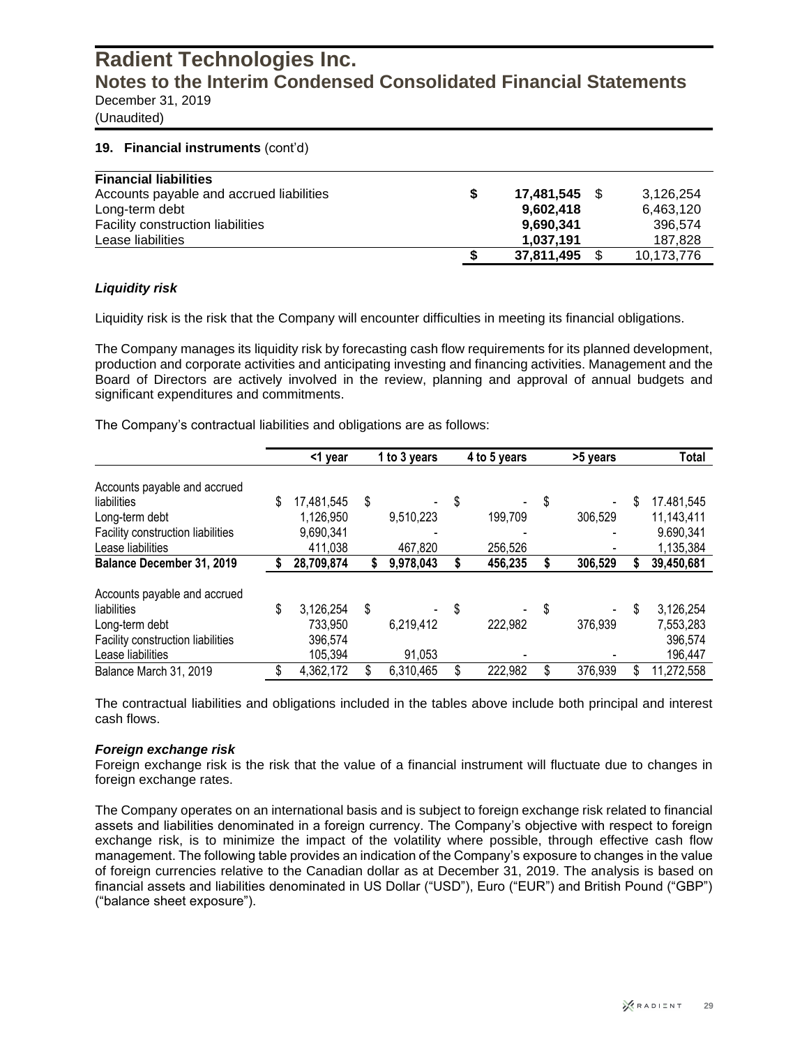# Radient Technologies Inc.

## Notes to the Interim Condensed Consolidated Financial Statements

December 31, 2019

(Unaudited)

### 19. Financial instruments (cont'd)

| **Financial liabilities** | | |
|---|---|---|
| Accounts payable and accrued liabilities | **$ 17,481,545** | $ 3,126,254 |
| Long-term debt | **9,602,418** | 6,463,120 |
| Facility construction liabilities | **9,690,341** | 396,574 |
| Lease liabilities | **1,037,191** | 187,828 |
| | **$ 37,811,495** | $ 10,173,776 |

#### *Liquidity risk*

Liquidity risk is the risk that the Company will encounter difficulties in meeting its financial obligations.

The Company manages its liquidity risk by forecasting cash flow requirements for its planned development, production and corporate activities and anticipating investing and financing activities. Management and the Board of Directors are actively involved in the review, planning and approval of annual budgets and significant expenditures and commitments.

The Company's contractual liabilities and obligations are as follows:

| | <1 year | 1 to 3 years | 4 to 5 years | >5 years | Total |
|---|---|---|---|---|---|
| Accounts payable and accrued liabilities | $ 17,481,545 | $ - | $ - | $ - | $ 17.481,545 |
| Long-term debt | 1,126,950 | 9,510,223 | 199,709 | 306,529 | 11,143,411 |
| Facility construction liabilities | 9,690,341 | - | - | - | 9.690,341 |
| Lease liabilities | 411,038 | 467,820 | 256,526 | - | 1,135,384 |
| **Balance December 31, 2019** | **$ 28,709,874** | **$ 9,978,043** | **$ 456,235** | **$ 306,529** | **$ 39,450,681** |
| Accounts payable and accrued liabilities | $ 3,126,254 | $ - | $ - | $ - | $ 3,126,254 |
| Long-term debt | 733,950 | 6,219,412 | 222,982 | 376,939 | 7,553,283 |
| Facility construction liabilities | 396,574 | | | | 396,574 |
| Lease liabilities | 105,394 | 91,053 | - | - | 196,447 |
| Balance March 31, 2019 | $ 4,362,172 | $ 6,310,465 | $ 222,982 | $ 376,939 | $ 11,272,558 |

The contractual liabilities and obligations included in the tables above include both principal and interest cash flows.

#### *Foreign exchange risk*

Foreign exchange risk is the risk that the value of a financial instrument will fluctuate due to changes in foreign exchange rates.

The Company operates on an international basis and is subject to foreign exchange risk related to financial assets and liabilities denominated in a foreign currency. The Company's objective with respect to foreign exchange risk, is to minimize the impact of the volatility where possible, through effective cash flow management. The following table provides an indication of the Company's exposure to changes in the value of foreign currencies relative to the Canadian dollar as at December 31, 2019. The analysis is based on financial assets and liabilities denominated in US Dollar ("USD"), Euro ("EUR") and British Pound ("GBP") ("balance sheet exposure").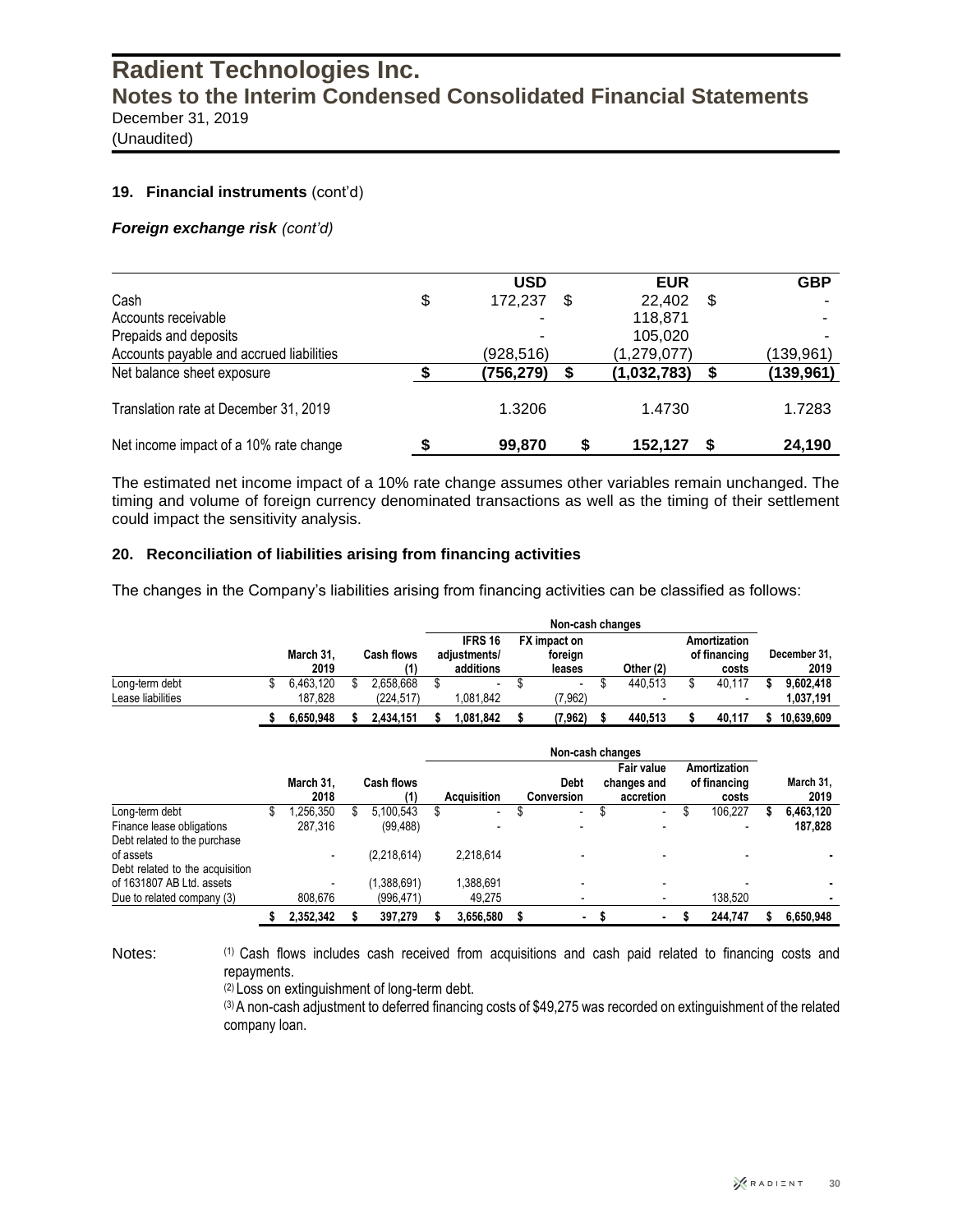## 19. Financial instruments (cont'd)

### *Foreign exchange risk (cont'd)*

| | USD | EUR | GBP |
|---|---|---|---|
| Cash | $ 172,237 | $ 22,402 | $ - |
| Accounts receivable | - | 118,871 | - |
| Prepaids and deposits | - | 105,020 | - |
| Accounts payable and accrued liabilities | (928,516) | (1,279,077) | (139,961) |
| Net balance sheet exposure | **$ (756,279)** | **$ (1,032,783)** | **$ (139,961)** |
| Translation rate at December 31, 2019 | 1.3206 | 1.4730 | 1.7283 |
| Net income impact of a 10% rate change | **$ 99,870** | **$ 152,127** | **$ 24,190** |

The estimated net income impact of a 10% rate change assumes other variables remain unchanged. The timing and volume of foreign currency denominated transactions as well as the timing of their settlement could impact the sensitivity analysis.

## 20. Reconciliation of liabilities arising from financing activities

The changes in the Company's liabilities arising from financing activities can be classified as follows:

| | | | Non-cash changes | | | | |
|---|---|---|---|---|---|---|---|
| | March 31, 2019 | Cash flows (1) | IFRS 16 adjustments/ additions | FX impact on foreign leases | Other (2) | Amortization of financing costs | December 31, 2019 |
| Long-term debt | $ 6,463,120 | $ 2,658,668 | $ - | $ - | $ 440,513 | $ 40,117 | **$ 9,602,418** |
| Lease liabilities | 187,828 | (224,517) | 1,081,842 | (7,962) | - | - | **1,037,191** |
| | **$ 6,650,948** | **$ 2,434,151** | **$ 1,081,842** | **$ (7,962)** | **$ 440,513** | **$ 40,117** | **$ 10,639,609** |

| | | | Non-cash changes | | | | |
|---|---|---|---|---|---|---|---|
| | March 31, 2018 | Cash flows (1) | Acquisition | Debt Conversion | Fair value changes and accretion | Amortization of financing costs | March 31, 2019 |
| Long-term debt | $ 1,256,350 | $ 5,100,543 | $ - | $ - | $ - | $ 106,227 | **$ 6,463,120** |
| Finance lease obligations | 287,316 | (99,488) | - | - | - | - | **187,828** |
| Debt related to the purchase of assets | - | (2,218,614) | 2,218,614 | - | - | - | **-** |
| Debt related to the acquisition of 1631807 AB Ltd. assets | - | (1,388,691) | 1,388,691 | - | - | - | **-** |
| Due to related company (3) | 808,676 | (996,471) | 49,275 | - | - | 138,520 | **-** |
| | **$ 2,352,342** | **$ 397,279** | **$ 3,656,580** | **$ -** | **$ -** | **$ 244,747** | **$ 6,650,948** |

Notes:

(1) Cash flows includes cash received from acquisitions and cash paid related to financing costs and repayments.

(2) Loss on extinguishment of long-term debt.

(3) A non-cash adjustment to deferred financing costs of $49,275 was recorded on extinguishment of the related company loan.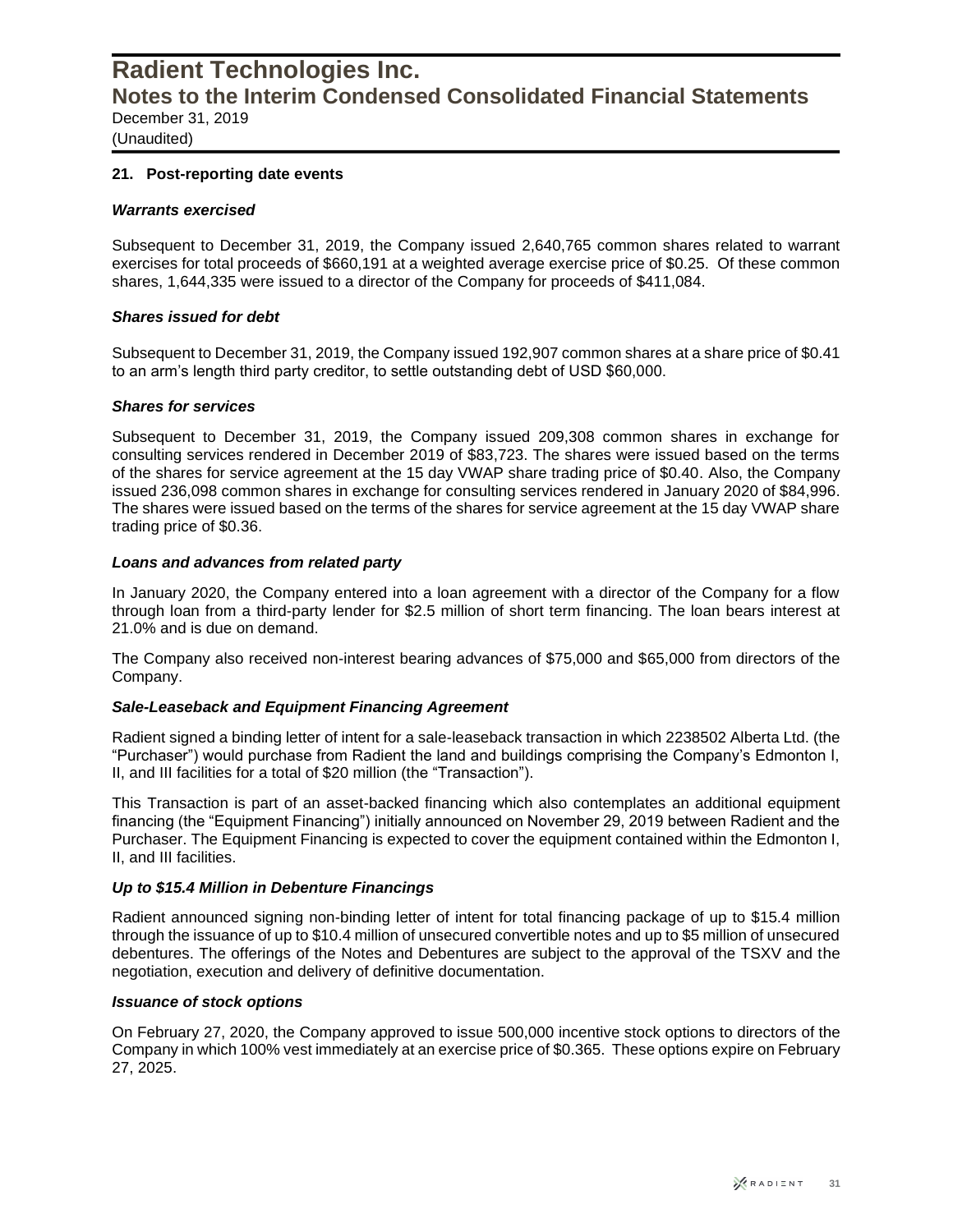## 21. Post-reporting date events

***Warrants exercised***

Subsequent to December 31, 2019, the Company issued 2,640,765 common shares related to warrant exercises for total proceeds of $660,191 at a weighted average exercise price of $0.25. Of these common shares, 1,644,335 were issued to a director of the Company for proceeds of $411,084.

***Shares issued for debt***

Subsequent to December 31, 2019, the Company issued 192,907 common shares at a share price of $0.41 to an arm's length third party creditor, to settle outstanding debt of USD $60,000.

***Shares for services***

Subsequent to December 31, 2019, the Company issued 209,308 common shares in exchange for consulting services rendered in December 2019 of $83,723. The shares were issued based on the terms of the shares for service agreement at the 15 day VWAP share trading price of $0.40. Also, the Company issued 236,098 common shares in exchange for consulting services rendered in January 2020 of $84,996. The shares were issued based on the terms of the shares for service agreement at the 15 day VWAP share trading price of $0.36.

***Loans and advances from related party***

In January 2020, the Company entered into a loan agreement with a director of the Company for a flow through loan from a third-party lender for $2.5 million of short term financing. The loan bears interest at 21.0% and is due on demand.

The Company also received non-interest bearing advances of $75,000 and $65,000 from directors of the Company.

***Sale-Leaseback and Equipment Financing Agreement***

Radient signed a binding letter of intent for a sale-leaseback transaction in which 2238502 Alberta Ltd. (the "Purchaser") would purchase from Radient the land and buildings comprising the Company's Edmonton I, II, and III facilities for a total of $20 million (the "Transaction").

This Transaction is part of an asset-backed financing which also contemplates an additional equipment financing (the "Equipment Financing") initially announced on November 29, 2019 between Radient and the Purchaser. The Equipment Financing is expected to cover the equipment contained within the Edmonton I, II, and III facilities.

***Up to $15.4 Million in Debenture Financings***

Radient announced signing non-binding letter of intent for total financing package of up to $15.4 million through the issuance of up to $10.4 million of unsecured convertible notes and up to $5 million of unsecured debentures. The offerings of the Notes and Debentures are subject to the approval of the TSXV and the negotiation, execution and delivery of definitive documentation.

***Issuance of stock options***

On February 27, 2020, the Company approved to issue 500,000 incentive stock options to directors of the Company in which 100% vest immediately at an exercise price of $0.365. These options expire on February 27, 2025.